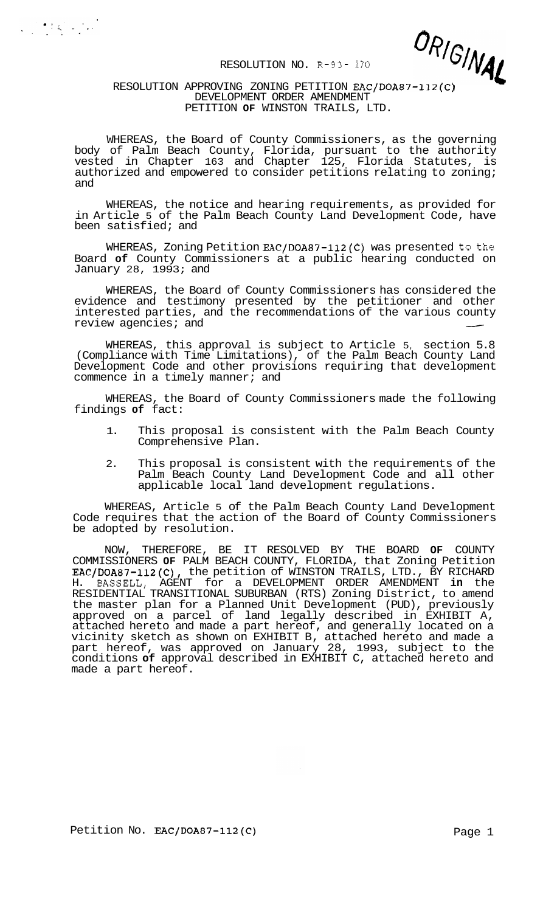ORIGINAL

# RESOLUTION NO. R-93- 170

## RESOLUTION APPROVING ZONING PETITION EAC/DOA87-112(C) DEVELOPMENT ORDER AMENDMENT PETITION OF WINSTON TRAILS, LTD.

WHEREAS, the Board of County Commissioners, as the governing body of Palm Beach County, Florida, pursuant to the authority vested in Chapter 163 and Chapter 125, Florida Statutes, is authorized and empowered to consider petitions relating to zoning; and

WHEREAS, the notice and hearing requirements, as provided for in Article 5 of the Palm Beach County Land Development Code, have been satisfied; and

WHEREAS, Zoning Petition EAC/DOA87-112(C) was presented to the Board of County Commissioners at a public hearing conducted on January 28, 1993; and

WHEREAS, the Board of County Commissioners has considered the evidence and testimony presented by the petitioner and other interested parties, and the recommendations of the various county review agencies; and

WHEREAS, this approval is subject to Article 5, section 5.8 (Compliance with Time Limitations), of the Palm Beach County Land Development Code and other provisions requiring that development commence in a timely manner; and

WHEREAS, the Board of County Commissioners made the following findings of fact:

1. This proposal is consistent with the Palm Beach County Comprehensive Plan.

2. This proposal is consistent with the requirements of the Palm Beach County Land Development Code and all other applicable local land development regulations.

WHEREAS, Article 5 of the Palm Beach County Land Development Code requires that the action of the Board of County Commissioners be adopted by resolution.

NOW, THEREFORE, BE IT RESOLVED BY THE BOARD OF COUNTY COMMISSIONERS OF PALM BEACH COUNTY, FLORIDA, that Zoning Petition EAC/DOA87-112(C), the petition of WINSTON TRAILS, LTD., BY RICHARD H. BASSELL, AGENT for a DEVELOPMENT ORDER AMENDMENT in the RESIDENTIAL TRANSITIONAL SUBURBAN (RTS) Zoning District, to amend the master plan for a Planned Unit Development (PUD), previously approved on a parcel of land legally described in EXHIBIT A, attached hereto and made a part hereof, and generally located on a vicinity sketch as shown on EXHIBIT B, attached hereto and made a part hereof, was approved on January 28, 1993, subject to the conditions of approval described in EXHIBIT C, attached hereto and made a part hereof.

Petition No. EAC/DOA87-112(C)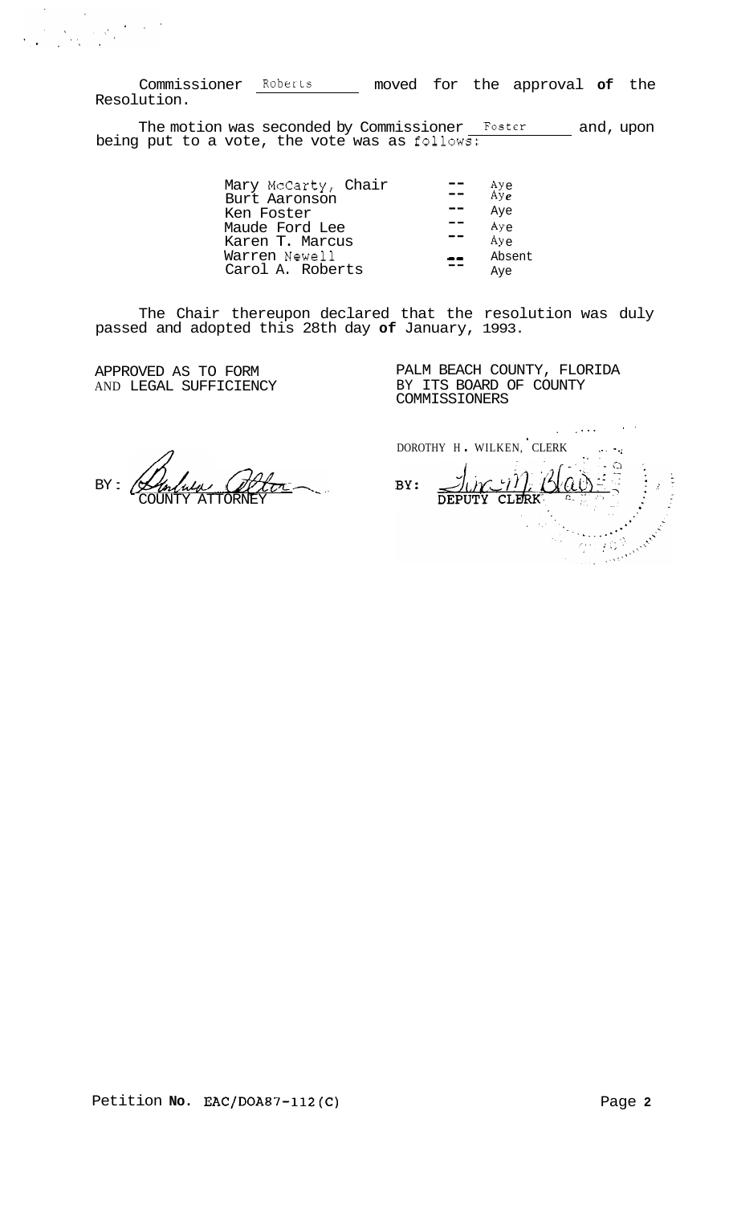Commissioner Roberts moved for the approval of the Resolution.

The motion was seconded by Commissioner Foster and, upon being put to a vote, the vote was as follows:

| | | |
|---|---|---|
| Mary McCarty, Chair | -- | Aye |
| Burt Aaronson | -- | Aye |
| Ken Foster | -- | Aye |
| Maude Ford Lee | -- | Aye |
| Karen T. Marcus | -- | Aye |
| Warren Newell | -- | Absent |
| Carol A. Roberts | -- | Aye |

The Chair thereupon declared that the resolution was duly passed and adopted this 28th day of January, 1993.

APPROVED AS TO FORM
AND LEGAL SUFFICIENCY

BY: ____________________
COUNTY ATTORNEY

PALM BEACH COUNTY, FLORIDA
BY ITS BOARD OF COUNTY
COMMISSIONERS

DOROTHY H. WILKEN, CLERK

BY: ____________________
DEPUTY CLERK

Petition No. EAC/DOA87-112(C)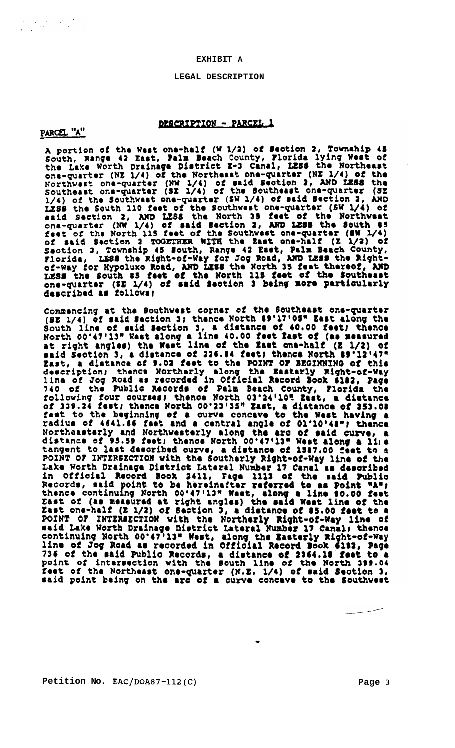**EXHIBIT A**

**LEGAL DESCRIPTION**

PARCEL "A"

**DESCRIPTION - PARCEL 1**

A portion of the West one-half (W 1/2) of Section 2, Township 45 South, Range 42 East, Palm Beach County, Florida lying West of the Lake Worth Drainage District E-3 Canal, LESS the Northeast one-quarter (NE 1/4) of the Northeast one-quarter (NE 1/4) of the Northwest one-quarter (NW 1/4) of said Section 2, AND LESS the Southeast one-quarter (SE 1/4) of the Southeast one-quarter (SE 1/4) of the Southwest one-quarter (SW 1/4) of said Section 2, AND LESS the South 110 feet of the Southwest one-quarter (SW 1/4) of said Section 2, AND LESS the North 35 feet of the Northwest one-quarter (NW 1/4) of said Section 2, AND LESS the South 85 feet of the North 115 feet of the Southwest one-quarter (SW 1/4) of said Section 2 TOGETHER WITH the East one-half (E 1/2) of Section 3, Township 45 South, Range 42 East, Palm Beach County, Florida, LESS the Right-of-Way for Jog Road, AND LESS the Right-of-Way for Hypoluxo Road, AND LESS the North 35 feet thereof, AND LESS the South 85 feet of the North 115 feet of the Southeast one-quarter (SE 1/4) of said Section 3 being more particularly described as follows;

Commencing at the Southwest corner of the Southeast one-quarter (SE 1/4) of said Section 3; thence North 89°17'05" East along the South line of said Section 3, a distance of 40.00 feet; thence North 00°47'13" West along a line 40.00 feet East of (as measured at right angles) the West line of the East one-half (E 1/2) of said Section 3, a distance of 226.84 feet; thence North 89°12'47" East, a distance of 9.02 feet to the POINT OF BEGINNING of this description; thence Northerly along the Easterly Right-of-Way line of Jog Road as recorded in Official Record Book 6182, Page 740 of the Public Records of Palm Beach County, Florida the following four courses; thence North 03°24'10" East, a distance of 339.24 feet; thence North 00°23'35" East, a distance of 253.08 feet to the beginning of a curve concave to the West having a radius of 4641.66 feet and a central angle of 01°10'48"; thence Northeasterly and Northwesterly along the arc of said curve, a distance of 95.59 feet; thence North 00°47'13" West along a line tangent to last described curve, a distance of 1587.00 feet to a POINT OF INTERSECTION with the Southerly Right-of-Way line of the Lake Worth Drainage District Lateral Number 17 Canal as described in Official Record Book 2411, Page 1113 of the said Public Records, said point to be hereinafter referred to as Point "A"; thence continuing North 00°47'13" West, along a line 80.00 feet East of (as measured at right angles) the said West line of the East one-half (E 1/2) of Section 3, a distance of 85.00 feet to a POINT OF INTERSECTION with the Northerly Right-of-Way line of said Lake Worth Drainage District Lateral Number 17 Canal; thence continuing North 00°47'13" West, along the Easterly Right-of-Way line of Jog Road as recorded in Official Record Book 6182, Page 736 of the said Public Records, a distance of 2364.18 feet to a point of intersection with the South line of the North 399.04 feet of the Northeast one-quarter (N.E. 1/4) of said Section 3, said point being on the arc of a curve concave to the Southwest

Petition No. EAC/DOA87-112(C)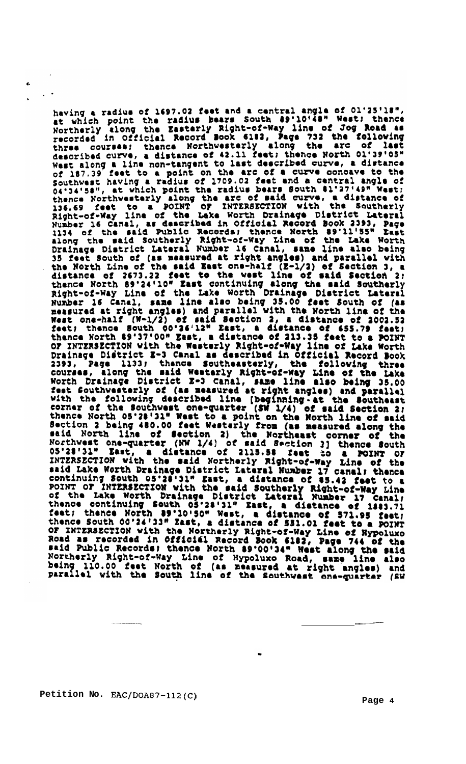having a radius of 1697.02 feet and a central angle of 01°25'18", at which point the radius bears South 89°10'48" West; thence Northerly along the Easterly Right-of-Way line of Jog Road as recorded in Official Record Book 6183, Page 732 the following three courses; thence Northwesterly along the arc of last described curve, a distance of 42.11 feet; thence North 01°39'05" West along a line non-tangent to last described curve, a distance of 187.39 feet to a point on the arc of a curve concave to the Southwest having a radius of 1709.02 feet and a central angle of 04°34'58", at which point the radius bears South 81°27'49" West; thence Northwesterly along the arc of said curve, a distance of 136.69 feet to a POINT OF INTERSECTION with the Southerly Right-of-Way line of the Lake Worth Drainage District Lateral Number 16 Canal, as described in Official Record Book 2393, Page 1134 of the said Public Records; thence North 89°11'55" East along the said Southerly Right-of-Way Line of the Lake Worth Drainage District Lateral Number 16 Canal, same line also being 35 feet South of (as measured at right angles) and parallel with the North Line of the said East one-half (E-1/2) of Section 3, a distance of 2673.22 feet to the west line of said Section 2; thence North 89°24'10" East continuing along the said Southerly Right-of-Way Line of the Lake Worth Drainage District Lateral Number 16 Canal, same line also being 35.00 feet South of (as measured at right angles) and parallel with the North line of the West one-half (W-1/2) of said Section 2, a distance of 2002.52 feet; thence South 00°36'12" East, a distance of 655.79 feet; thence North 89°37'00" East, a distance of 213.35 feet to a POINT OF INTERSECTION with the Westerly Right-of-Way line of Lake Worth Drainage District E-3 Canal as described in Official Record Book 2393, Page 1133; thence Southeasterly, the following three courses, along the said Westerly Right-of-Way Line of the Lake Worth Drainage District E-3 Canal, same line also being 35.00 feet Southwesterly of (as measured at right angles) and parallel with the following described line (beginning at the Southeast corner of the Southwest one-quarter (SW 1/4) of said Section 2; thence North 05°28'31" West to a point on the North line of said Section 2 being 480.00 feet Westerly from (as measured along the said North line of Section 2) the Northeast corner of the Northwest one-quarter (NW 1/4) of said Section 2] thence South 05°28'31" East, a distance of 2115.58 feet to a POINT OF INTERSECTION with the said Northerly Right-of-Way Line of the said Lake Worth Drainage District Lateral Number 17 canal; thence continuing South 05°28'31" East, a distance of 85.42 feet to a POINT OF INTERSECTION with the said Southerly Right-of-Way Line of the Lake Worth Drainage District Lateral Number 17 Canal; thence continuing South 05°28'31" East, a distance of 1883.71 feet; thence North 89°10'50" West, a distance of 571.95 feet; thence South 00°24'33" East, a distance of 551.01 feet to a POINT OF INTERSECTION with the Northerly Right-of-Way Line of Hypoluxo Road as recorded in Official Record Book 6182, Page 744 of the said Public Records; thence North 89°00'34" West along the said Northerly Right-of-Way Line of Hypoluxo Road, same line also being 110.00 feet North of (as measured at right angles) and parallel with the South line of the Southwest one-quarter (SW

Petition No. EAC/DOA87-112(C)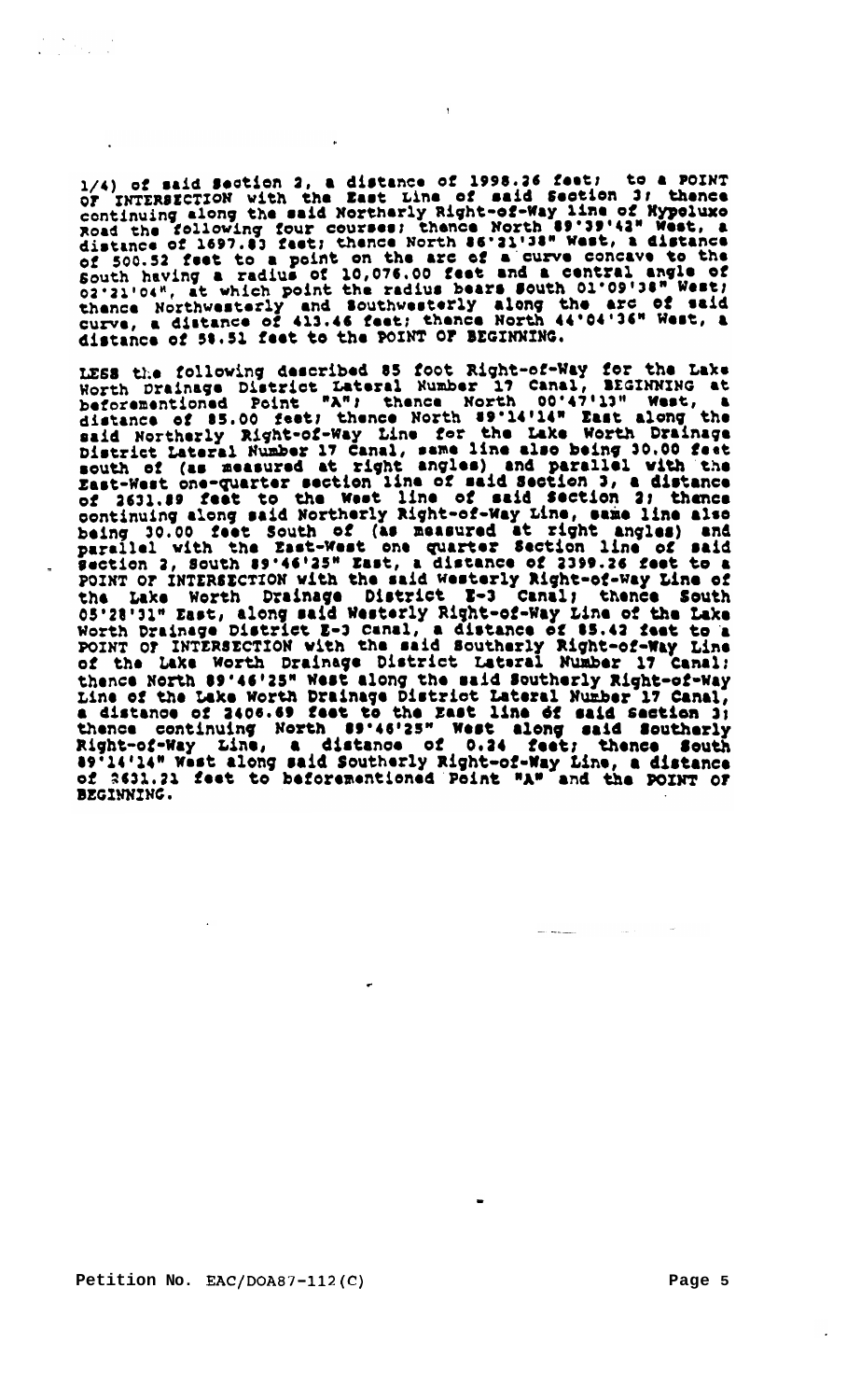1/4) of said Section 2, a distance of 1998.36 feet; to a POINT OF INTERSECTION with the East Line of said Section 3; thence continuing along the said Northerly Right-of-Way line of Hypoluxo Road the following four courses; thence North 89°39'43" West, a distance of 1697.83 feet; thence North 86°21'38" West, a distance of 500.52 feet to a point on the arc of a curve concave to the South having a radius of 10,076.00 feet and a central angle of 02°21'04", at which point the radius bears South 01°09'38" West; thence Northwesterly and Southwesterly along the arc of said curve, a distance of 413.46 feet; thence North 44°04'36" West, a distance of 58.51 feet to the POINT OF BEGINNING.

LESS the following described 85 foot Right-of-Way for the Lake Worth Drainage District Lateral Number 17 Canal, BEGINNING at beforementioned Point "A"; thence North 00°47'13" West, a distance of 85.00 feet; thence North 89°14'14" East along the said Northerly Right-of-Way Line for the Lake Worth Drainage District Lateral Number 17 Canal, same line also being 30.00 feet south of (as measured at right angles) and parallel with the East-West one-quarter section line of said Section 3, a distance of 2631.89 feet to the West line of said Section 2; thence continuing along said Northerly Right-of-Way Line, same line also being 30.00 feet South of (as measured at right angles) and parallel with the East-West one quarter Section line of said Section 2, South 89°46'25" East, a distance of 2399.26 feet to a POINT OF INTERSECTION with the said Westerly Right-of-Way Line of the Lake Worth Drainage District E-3 Canal; thence South 05°28'31" East, along said Westerly Right-of-Way Line of the Lake Worth Drainage District E-3 Canal, a distance of 85.42 feet to a POINT OF INTERSECTION with the said Southerly Right-of-Way Line of the Lake Worth Drainage District Lateral Number 17 Canal; thence North 89°46'25" West along the said Southerly Right-of-Way Line of the Lake Worth Drainage District Lateral Number 17 Canal, a distance of 2406.69 feet to the East line of said Section 3; thence continuing North 89°46'25" West along said Southerly Right-of-Way Line, a distance of 0.24 feet; thence South 89°14'14" West along said Southerly Right-of-Way Line, a distance of 2631.21 feet to beforementioned Point "A" and the POINT OF BEGINNING.

Petition No. EAC/DOA87-112(C)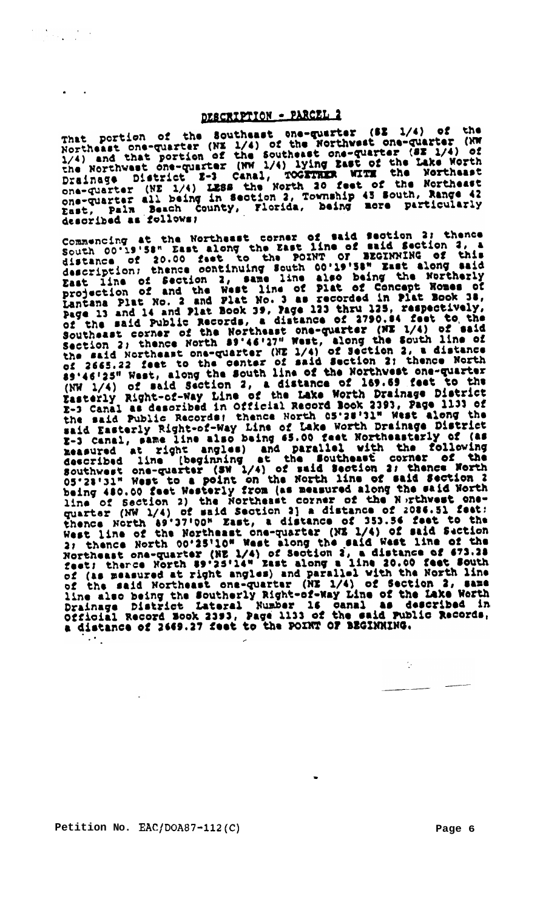## DESCRIPTION - PARCEL 2

That portion of the Southeast one-quarter (SE 1/4) of the Northeast one-quarter (NE 1/4) of the Northwest one-quarter (NW 1/4) and that portion of the Southeast one-quarter (SE 1/4) of the Northwest one-quarter (NW 1/4) lying East of the Lake Worth Drainage District E-3 Canal, TOGETHER WITH the Northeast one-quarter (NE 1/4) LESS the North 20 feet of the Northeast one-quarter all being in Section 2, Township 45 South, Range 42 East, Palm Beach County, Florida, being more particularly described as follows;

Commencing at the Northeast corner of said Section 2; thence South 00°19'58" East along the East line of said Section 2, a distance of 20.00 feet to the POINT OF BEGINNING of this description; thence continuing South 00°19'58" East along said East line of Section 2, same line also being the Northerly projection of and the West line of Plat of Concept Homes of Lantana Plat No. 2 and Plat No. 3 as recorded in Plat Book 38, Page 13 and 14 and Plat Book 39, Page 123 thru 125, respectively, of the said Public Records, a distance of 2790.84 feet to the Southeast corner of the Northeast one-quarter (NE 1/4) of said Section 2; thence North 89°46'27" West, along the South line of the said Northeast one-quarter (NE 1/4) of Section 2, a distance of 2665.22 feet to the center of said Section 2; thence North 89°46'25" West, along the South line of the Northwest one-quarter (NW 1/4) of said Section 2, a distance of 169.69 feet to the Easterly Right-of-Way Line of the Lake Worth Drainage District E-3 Canal as described in Official Record Book 2393, Page 1133 of the said Public Records; thence North 05°28'31" West along the said Easterly Right-of-Way Line of Lake Worth Drainage District E-3 Canal, same line also being 65.00 feet Northeasterly of (as measured at right angles) and parallel with the following described line (beginning at the Southeast corner of the Southwest one-quarter (SW 1/4) of said Section 2; thence North 05°28'31" West to a point on the North line of said Section 2 being 480.00 feet Westerly from (as measured along the said North line of Section 2) the Northeast corner of the Northwest one-quarter (NW 1/4) of said Section 2] a distance of 2086.51 feet; thence North 89°37'00" East, a distance of 353.56 feet to the West line of the Northeast one-quarter (NE 1/4) of said Section 2; thence North 00°25'10" West along the said West line of the Northeast one-quarter (NE 1/4) of Section 2, a distance of 673.38 feet; thence North 89°25'14" East along a line 20.00 feet South of (as measured at right angles) and parallel with the North line of the said Northeast one-quarter (NE 1/4) of Section 2, same line also being the Southerly Right-of-Way Line of the Lake Worth Drainage District Lateral Number 16 canal as described in Official Record Book 2393, Page 1133 of the said Public Records, a distance of 2669.27 feet to the POINT OF BEGINNING.

Petition No. EAC/DOA87-112(C)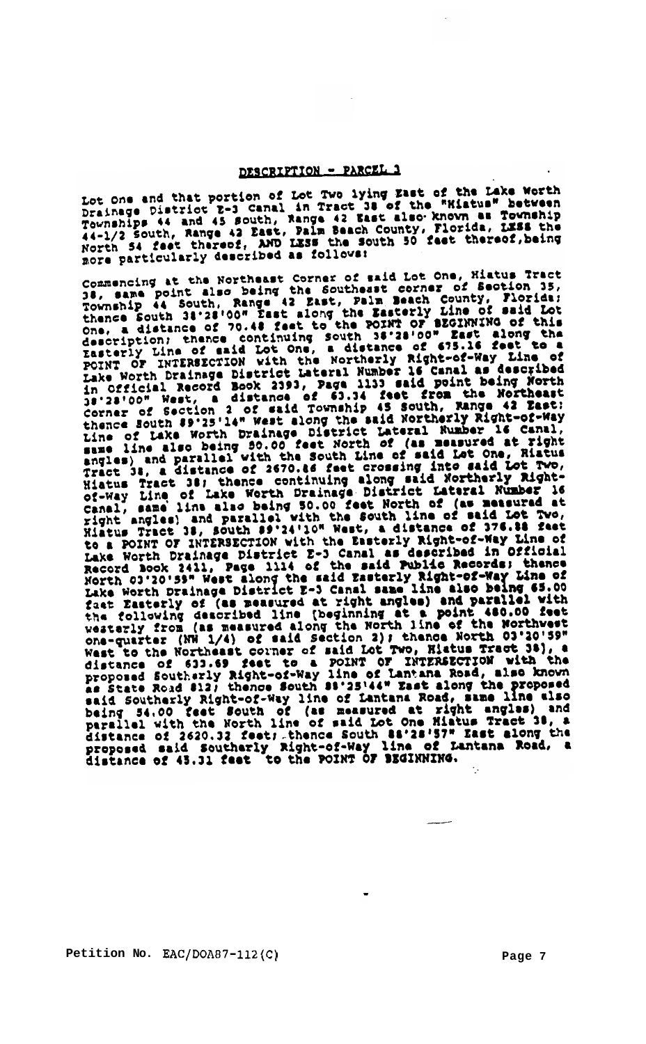## DESCRIPTION - PARCEL 3

Lot One and that portion of Lot Two lying East of the Lake Worth Drainage District E-3 Canal in Tract 38 of the "Hiatus" between Townships 44 and 45 South, Range 42 East also known as Township 44-1/2 South, Range 42 East, Palm Beach County, Florida, LESS the North 54 feet thereof, AND LESS the South 50 feet thereof, being more particularly described as follows:

Commencing at the Northeast Corner of said Lot One, Hiatus Tract 38, same point also being the Southeast corner of Section 35, Township 44 South, Range 42 East, Palm Beach County, Florida; thence South 38°28'00" East along the Easterly Line of said Lot One, a distance of 70.48 feet to the POINT OF BEGINNING of this description; thence continuing South 38°28'00" East along the Easterly Line of said Lot One, a distance of 675.16 feet to a POINT OF INTERSECTION with the Northerly Right-of-Way Line of Lake Worth Drainage District Lateral Number 16 Canal as described in Official Record Book 2393, Page 1133 said point being North 38°28'00" West, a distance of 63.34 feet from the Northeast Corner of Section 2 of said Township 45 South, Range 42 East; thence South 89°25'14" West along the said Northerly Right-of-Way Line of Lake Worth Drainage District Lateral Number 16 Canal, same line also being 50.00 feet North of (as measured at right angles) and parallel with the South Line of said Lot One, Hiatus Tract 38, a distance of 2670.86 feet crossing into said Lot Two, Hiatus Tract 38; thence continuing along said Northerly Right-of-Way Line of Lake Worth Drainage District Lateral Number 16 Canal, same line also being 50.00 feet North of (as measured at right angles) and parallel with the South line of said Lot Two, Hiatus Tract 38, South 89°24'10" West, a distance of 376.88 feet to a POINT OF INTERSECTION with the Easterly Right-of-Way Line of Lake Worth Drainage District E-3 Canal as described in Official Record Book 2411, Page 1114 of the said Public Records; thence North 03°20'59" West along the said Easterly Right-of-Way Line of Lake Worth Drainage District E-3 Canal same line also being 65.00 feet Easterly of (as measured at right angles) and parallel with the following described line (beginning at a point 480.00 feet westerly from (as measured along the North line of the Northwest one-quarter (NW 1/4) of said Section 2); thence North 03°20'59" West to the Northeast corner of said Lot Two, Hiatus Tract 38), a distance of 633.69 feet to a POINT OF INTERSECTION with the proposed Southerly Right-of-Way line of Lantana Road, also known as State Road 812; thence South 88°25'44" East along the proposed said Southerly Right-of-Way line of Lantana Road, same line also being 54.00 feet South of (as measured at right angles) and parallel with the North line of said Lot One Hiatus Tract 38, a distance of 2620.32 feet; thence South 88°28'57" East along the proposed said Southerly Right-of-Way line of Lantana Road, a distance of 45.31 feet to the POINT OF BEGINNING.

Petition No. EAC/DOA87-112(C)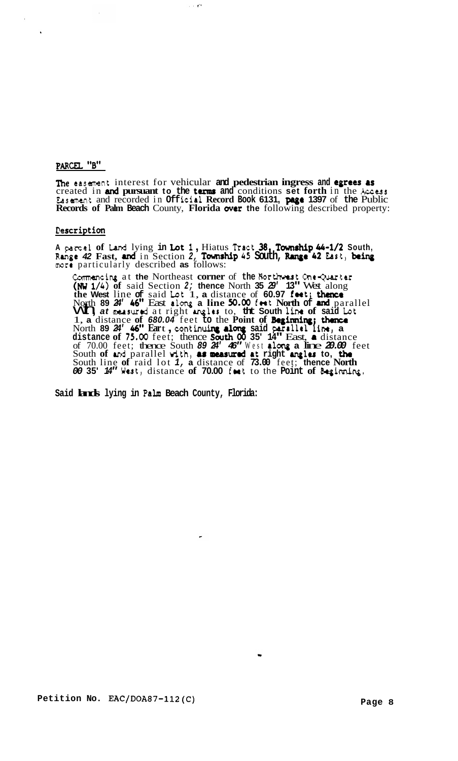## PARCEL "B"

The easement interest for vehicular and pedestrian ingress and egrees as created in and pursuant to the terms and conditions set forth in the Access Easement and recorded in Official Record Book 6131, page 1397 of the Public Records of Palm Beach County, Florida over the following described property:

### Description

A parcel of Land lying in Lot 1, Hiatus Tract 38, Township 44-1/2 South, Range 42 Fast, and in Section 2, Township 45 South, Range 42 East, being more particularly described as follows:

Commencing at the Northeast corner of the Northwest One-Quarter (NW 1/4) of said Section 2; thence North 35 29' 13" West along the West line of said Lot 1, a distance of 60.97 feet; thence North 89 24' 46" East along a line 50.00 feet North of and parallel with, at measured at right angles to, the South line of said Lot 1, a distance of 680.04 feet to the Point of Beginning; thence North 89 24' 46" Eart, continuing along said parallel line, a distance of 75.00 feet; thence South 00 35' 14" East, a distance of 70.00 feet; thence South 89 24' 46" West along a line 20.00 feet South of and parallel with, as measured at right angles to, the South line of raid lot 1, a distance of 73.00 feet; thence North 00 35' 14" West, distance of 70.00 feet to the Point of Beginning.

Said lands lying in Palm Beach County, Florida:

Petition No. EAC/DOA87-112(C)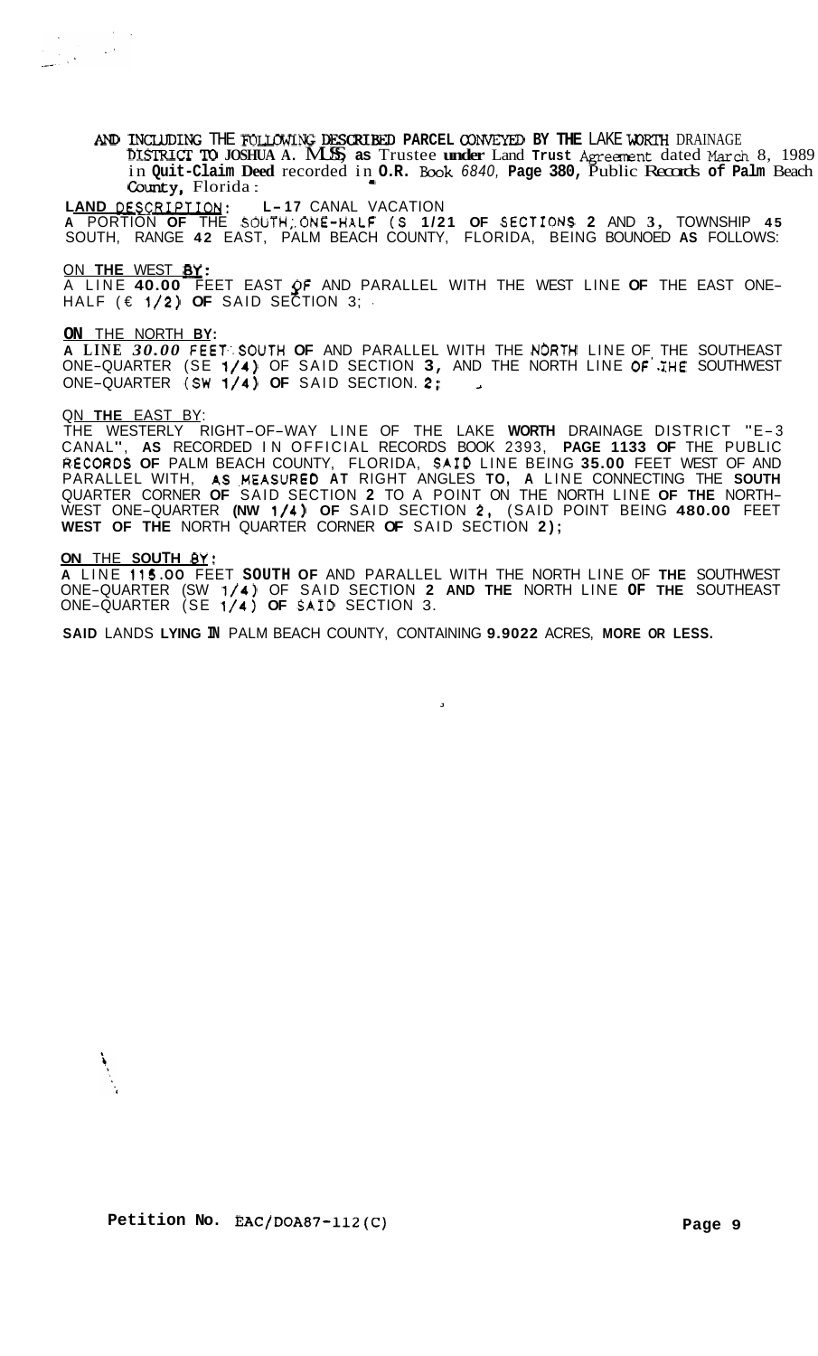AND INCLUDING THE FOLLOWING DESCRIBED PARCEL CONVEYED BY THE LAKE WORTH DRAINAGE DISTRICT TO JOSHUA A. MUSS as Trustee under Land Trust Agreement dated March 8, 1989 in Quit-Claim Deed recorded in O.R. Book 6840, Page 380, Public Records of Palm Beach County, Florida:

**LAND DESCRIPTION: L-17** CANAL VACATION

A PORTION OF THE SOUTH ONE-HALF (S 1/2) OF SECTIONS 2 AND 3, TOWNSHIP 45 SOUTH, RANGE 42 EAST, PALM BEACH COUNTY, FLORIDA, BEING BOUNDED AS FOLLOWS:

ON THE WEST BY:

A LINE 40.00 FEET EAST OF AND PARALLEL WITH THE WEST LINE OF THE EAST ONE-HALF (E 1/2) OF SAID SECTION 3;

ON THE NORTH BY:

A LINE 30.00 FEET SOUTH OF AND PARALLEL WITH THE NORTH LINE OF THE SOUTHEAST ONE-QUARTER (SE 1/4) OF SAID SECTION 3, AND THE NORTH LINE OF THE SOUTHWEST ONE-QUARTER (SW 1/4) OF SAID SECTION 2;

ON THE EAST BY:

THE WESTERLY RIGHT-OF-WAY LINE OF THE LAKE WORTH DRAINAGE DISTRICT "E-3 CANAL", AS RECORDED IN OFFICIAL RECORDS BOOK 2393, PAGE 1133 OF THE PUBLIC RECORDS OF PALM BEACH COUNTY, FLORIDA, SAID LINE BEING 35.00 FEET WEST OF AND PARALLEL WITH, AS MEASURED AT RIGHT ANGLES TO, A LINE CONNECTING THE SOUTH QUARTER CORNER OF SAID SECTION 2 TO A POINT ON THE NORTH LINE OF THE NORTH-WEST ONE-QUARTER (NW 1/4) OF SAID SECTION 2, (SAID POINT BEING 480.00 FEET WEST OF THE NORTH QUARTER CORNER OF SAID SECTION 2);

ON THE SOUTH BY:

A LINE 115.00 FEET SOUTH OF AND PARALLEL WITH THE NORTH LINE OF THE SOUTHWEST ONE-QUARTER (SW 1/4) OF SAID SECTION 2 AND THE NORTH LINE OF THE SOUTHEAST ONE-QUARTER (SE 1/4) OF SAID SECTION 3.

SAID LANDS LYING IN PALM BEACH COUNTY, CONTAINING 9.9022 ACRES, MORE OR LESS.

Petition No. EAC/DOA87-112(C)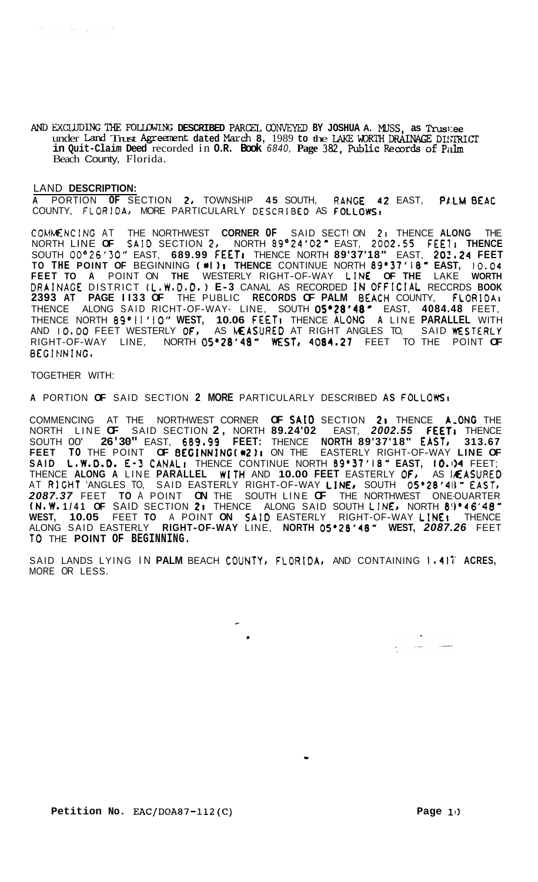AND EXCLUDING THE FOLLOWING **DESCRIBED** PARCEL CONVEYED **BY JOSHUA A.** MUSS, **as** Trustee under Land Trust Agreement dated March **8,** 1989 **to** the LAKE WORTH DRAINAGE DISTRICT **in Quit-Claim Deed** recorded in **O.R. Book** *6840,* **Page** 382, Public Records of Palm Beach County, Florida.

LAND **DESCRIPTION:**

A PORTION **OF** SECTION **2,** TOWNSHIP **45** SOUTH, RANGE **42** EAST, PALM BEAC COUNTY, FLORIDA, MORE PARTICULARLY DESCRIBED AS FOLLOWS:

COMMENCING AT THE NORTHWEST **CORNER OF** SAID SECTION **2;** THENCE **ALONG** THE NORTH LINE **OF** SAID SECTION **2,** NORTH 89°24'02" EAST, 2002.55 FEET; **THENCE** SOUTH 00°26'30" EAST, **689.99 FEET;** THENCE NORTH **89'37'18"** EAST, **203.24 FEET TO THE POINT OF** BEGINNING **(#1); THENCE** CONTINUE NORTH **89°37'18" EAST,** 10.04 **FEET TO A** POINT ON **THE** WESTERLY RIGHT-OF-WAY **LINE OF THE** LAKE **WORTH** DRAINAGE DISTRICT **(L.W.D.D.) E-3** CANAL AS RECORDED **IN OFFICIAL** RECORDS **BOOK 2393 AT PAGE 1133 OF** THE PUBLIC **RECORDS OF PALM** BEACH COUNTY, FLORIDA; THENCE ALONG SAID RIGHT-OF-WAY- LINE, SOUTH **05°28'48"** EAST, **4084.48** FEET, THENCE NORTH **89°11'10" WEST, 10.06 FEET;** THENCE **ALONG A** LINE **PARALLEL** WITH AND 10.00 FEET WESTERLY **OF,** AS **MEASURED** AT RIGHT ANGLES TO, SAID **WESTERLY** RIGHT-OF-WAY LINE, NORTH **05°28'48" WEST, 4084.27** FEET TO THE POINT **OF BEGINNING.**

TOGETHER WITH:

**A** PORTION **OF** SAID SECTION **2 MORE** PARTICULARLY DESCRIBED **AS FOLLOWS:**

COMMENCING AT THE NORTHWEST CORNER **OF SAID** SECTION **2;** THENCE **ALONG** THE NORTH LINE **OF** SAID SECTION **2,** NORTH **89.24'02** EAST, ***2002.55* FEET;** THENCE SOUTH 00' **26'30"** EAST, **689.99 FEET:** THENCE **NORTH 89'37'18" EAST, 313.67 FEET TO** THE POINT **OF BEGINNING(#2);** ON THE EASTERLY RIGHT-OF-WAY **LINE OF SAID L.W.D.D. E-3 CANAL;** THENCE CONTINUE NORTH **89°37'18" EAST, 10.04** FEET; THENCE **ALONG A** LINE **PARALLEL WITH** AND **10.00 FEET** EASTERLY **OF,** AS **MEASURED** AT **RIGHT** 'ANGLES TO, SAID EASTERLY RIGHT-OF-WAY **LINE,** SOUTH **05°28'48" EAST,** ***2087.37*** FEET **TO** A POINT **ON** THE SOUTH LINE **OF** THE NORTHWEST ONE-QUARTER **(N.W. 1/4) OF** SAID SECTION **2;** THENCE ALONG SAID SOUTH **LINE,** NORTH **89°46'48" WEST, 10.05** FEET **TO** A POINT **ON SAID** EASTERLY RIGHT-OF-WAY **LINE;** THENCE ALONG SAID EASTERLY **RIGHT-OF-WAY** LINE, **NORTH 05°28'48" WEST,** ***2087.26*** FEET **TO** THE **POINT OF BEGINNING.**

SAID LANDS LYING IN **PALM** BEACH **COUNTY, FLORIDA,** AND CONTAINING **1.417 ACRES,** MORE OR LESS.

**Petition No.** EAC/DOA87-112(C)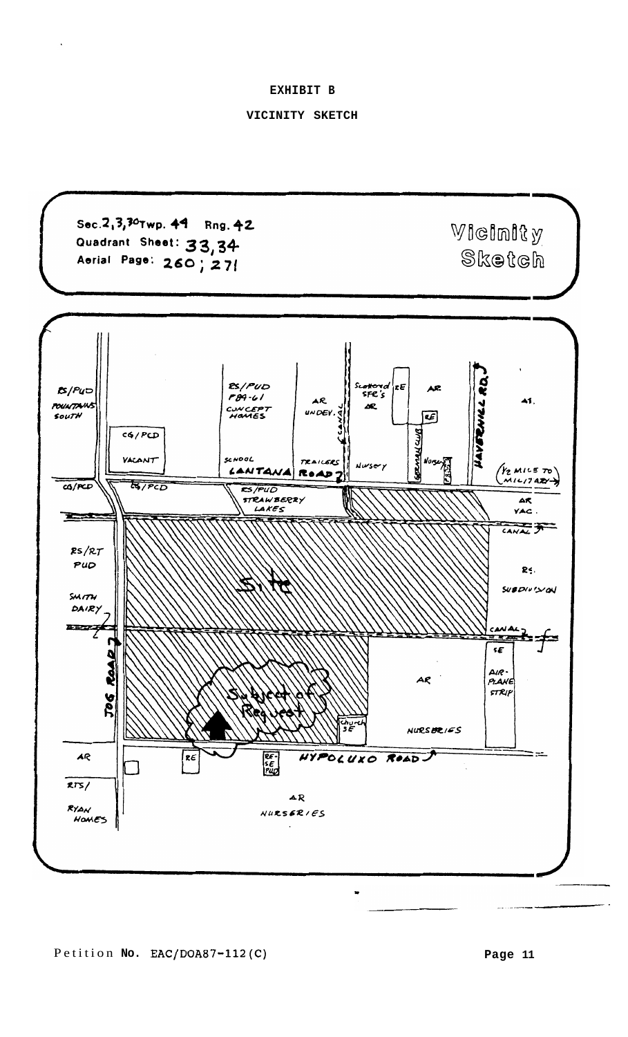EXHIBIT B

VICINITY SKETCH

Sec. 2, 3, 30 Twp. 44 Rng. 42
Quadrant Sheet: 33, 34
Aerial Page: 260; 271

Vicinity Sketch

RS/PUD FOUNTAINS SOUTH | RS/PUD P84-61 CONCEPT HOMES | AR UNDEV. | CANAL | Scottsford SFR's AR | RE | AR | RE | GERMAN CLUB | Nursery | HAVERHILL RD. | AR

CG/PCD VACANT | SCHOOL | TRAILERS | CANTANA ROAD | (1/2 MILE TO MILITARY)

CG/PCD | CG/PCD | RS/PUD STRAWBERRY LAKES | AR VAC. | CANAL

RS/RT PUD SMITH DAIRY | Site | RS. SUBDIVISION

CANAL | SE AIR-PLANE STRIP

JOG ROAD | Subject of Request | AR | Church SE | NURSERIES

AR | RE | RE-SE PUD | HYPOLUXO ROAD

RTS/ RYAN HOMES | AR NURSERIES

Petition No. EAC/DOA87-112(C)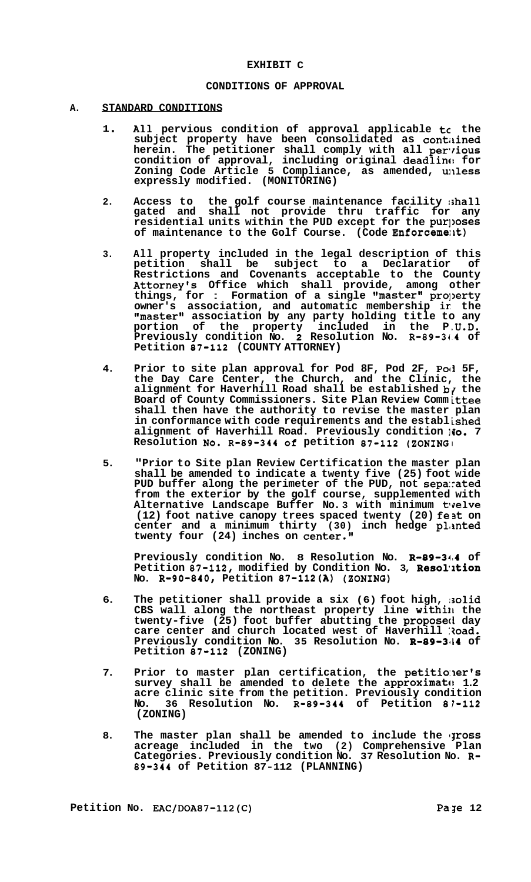# EXHIBIT C

## CONDITIONS OF APPROVAL

### A. STANDARD CONDITIONS

1. All pervious condition of approval applicable to the subject property have been consolidated as contained herein. The petitioner shall comply with all pervious condition of approval, including original deadline for Zoning Code Article 5 Compliance, as amended, unless expressly modified. (MONITORING)

2. Access to the golf course maintenance facility shall gated and shall not provide thru traffic for any residential units within the PUD except for the purposes of maintenance to the Golf Course. (Code Enforcement)

3. All property included in the legal description of this petition shall be subject to a Declaratior of Restrictions and Covenants acceptable to the County Attorney's Office which shall provide, among other things, for : Formation of a single "master" property owner's association, and automatic membership in the "master" association by any party holding title to any portion of the property included in the P.U.D. Previously condition No. 2 Resolution No. R-89-344 of Petition 87-112 (COUNTY ATTORNEY)

4. Prior to site plan approval for Pod 8F, Pod 2F, Pod 5F, the Day Care Center, the Church, and the Clinic, the alignment for Haverhill Road shall be established by the Board of County Commissioners. Site Plan Review Committee shall then have the authority to revise the master plan in conformance with code requirements and the established alignment of Haverhill Road. Previously condition No. 7 Resolution No. R-89-344 of petition 87-112 (ZONING)

5. "Prior to Site plan Review Certification the master plan shall be amended to indicate a twenty five (25) foot wide PUD buffer along the perimeter of the PUD, not separated from the exterior by the golf course, supplemented with Alternative Landscape Buffer No. 3 with minimum twelve (12) foot native canopy trees spaced twenty (20) feet on center and a minimum thirty (30) inch hedge planted twenty four (24) inches on center."

   Previously condition No. 8 Resolution No. R-89-344 of Petition 87-112, modified by Condition No. 3, Resolution No. R-90-840, Petition 87-112(A) (ZONING)

6. The petitioner shall provide a six (6) foot high, solid CBS wall along the northeast property line within the twenty-five (25) foot buffer abutting the proposed day care center and church located west of Haverhill Road. Previously condition No. 35 Resolution No. R-89-344 of Petition 87-112 (ZONING)

7. Prior to master plan certification, the petitioner's survey shall be amended to delete the approximate 1.2 acre clinic site from the petition. Previously condition No. 36 Resolution No. R-89-344 of Petition 87-112 (ZONING)

8. The master plan shall be amended to include the gross acreage included in the two (2) Comprehensive Plan Categories. Previously condition No. 37 Resolution No. R-89-344 of Petition 87-112 (PLANNING)

Petition No. EAC/DOA87-112(C)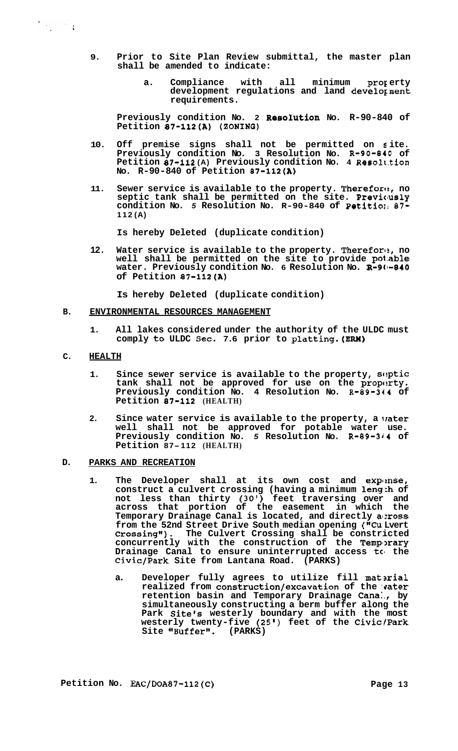9. **Prior to Site Plan Review submittal, the master plan shall be amended to indicate:**

    a. **Compliance with all minimum property development regulations and land development requirements.**

    **Previously condition No. 2 Resolution No. R-90-840 of Petition 87-112(A) (ZONING)**

10. **Off premise signs shall not be permitted on site. Previously condition No. 3 Resolution No. R-90-840 of Petition 87-112(A) Previously condition No. 4 Resolution No. R-90-840 of Petition 87-112(A)**

11. **Sewer service is available to the property. Therefore, no septic tank shall be permitted on the site. Previously condition No. 5 Resolution No. R-90-840 of Petition 87-112(A)**

    **Is hereby Deleted (duplicate condition)**

12. **Water service is available to the property. Therefore, no well shall be permitted on the site to provide potable water. Previously condition No. 6 Resolution No. R-90-840 of Petition 87-112(A)**

    **Is hereby Deleted (duplicate condition)**

**B. ENVIRONMENTAL RESOURCES MANAGEMENT**

1. **All lakes considered under the authority of the ULDC must comply to ULDC Sec. 7.6 prior to platting. (ERM)**

**C. HEALTH**

1. **Since sewer service is available to the property, septic tank shall not be approved for use on the property. Previously condition No. 4 Resolution No. R-89-344 of Petition 87-112 (HEALTH)**

2. **Since water service is available to the property, a water well shall not be approved for potable water use. Previously condition No. 5 Resolution No. R-89-344 of Petition 87-112 (HEALTH)**

**D. PARKS AND RECREATION**

1. **The Developer shall at its own cost and expense, construct a culvert crossing (having a minimum length of not less than thirty (30') feet traversing over and across that portion of the easement in which the Temporary Drainage Canal is located, and directly across from the 52nd Street Drive South median opening ("Culvert Crossing"). The Culvert Crossing shall be constricted concurrently with the construction of the Temporary Drainage Canal to ensure uninterrupted access to the Civic/Park Site from Lantana Road. (PARKS)**

    a. **Developer fully agrees to utilize fill material realized from construction/excavation of the water retention basin and Temporary Drainage Canal, by simultaneously constructing a berm buffer along the Park Site's westerly boundary and with the most westerly twenty-five (25') feet of the Civic/Park Site "Buffer". (PARKS)**

**Petition No. EAC/DOA87-112(C)**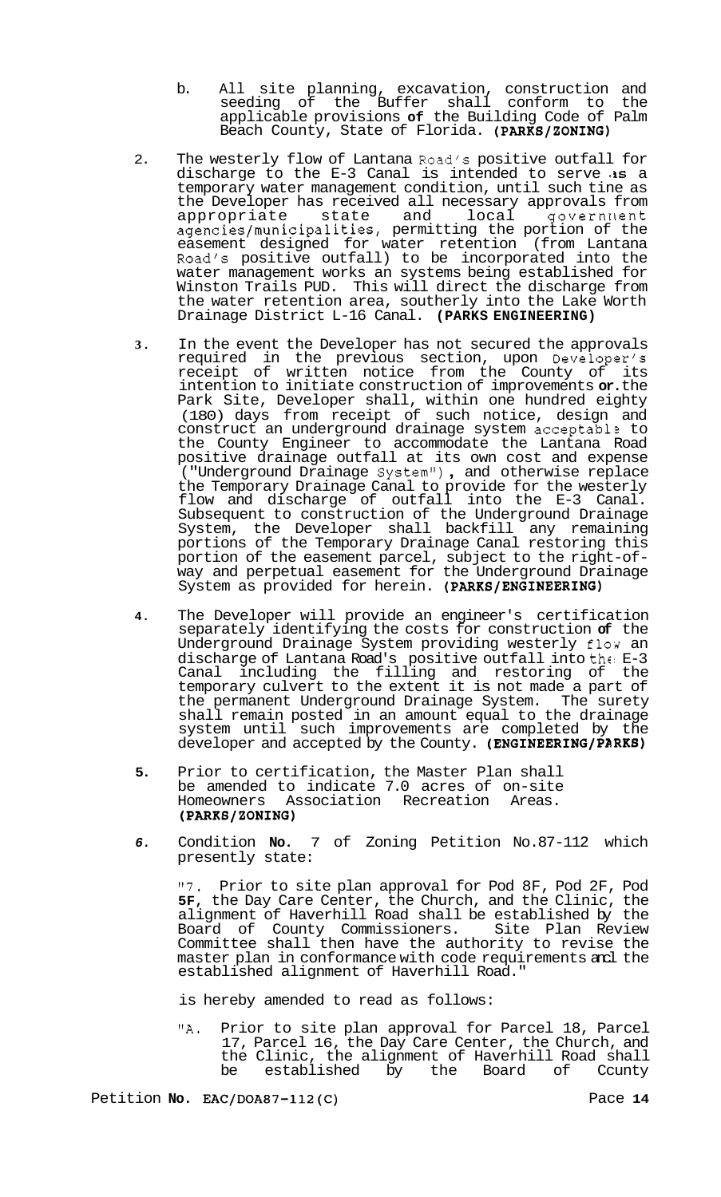b. All site planning, excavation, construction and seeding of the Buffer shall conform to the applicable provisions **of** the Building Code of Palm Beach County, State of Florida. **(PARKS/ZONING)**

2. The westerly flow of Lantana Road's positive outfall for discharge to the E-3 Canal is intended to serve as a temporary water management condition, until such tine as the Developer has received all necessary approvals from appropriate state and local government agencies/municipalities, permitting the portion of the easement designed for water retention (from Lantana Road's positive outfall) to be incorporated into the water management works an systems being established for Winston Trails PUD. This will direct the discharge from the water retention area, southerly into the Lake Worth Drainage District L-16 Canal. **(PARKS ENGINEERING)**

3. In the event the Developer has not secured the approvals required in the previous section, upon Developer's receipt of written notice from the County of its intention to initiate construction of improvements **or** the Park Site, Developer shall, within one hundred eighty (180) days from receipt of such notice, design and construct an underground drainage system acceptable to the County Engineer to accommodate the Lantana Road positive drainage outfall at its own cost and expense ("Underground Drainage System"), and otherwise replace the Temporary Drainage Canal to provide for the westerly flow and discharge of outfall into the E-3 Canal. Subsequent to construction of the Underground Drainage System, the Developer shall backfill any remaining portions of the Temporary Drainage Canal restoring this portion of the easement parcel, subject to the right-of-way and perpetual easement for the Underground Drainage System as provided for herein. **(PARKS/ENGINEERING)**

4. The Developer will provide an engineer's certification separately identifying the costs for construction **of** the Underground Drainage System providing westerly flow an discharge of Lantana Road's positive outfall into the E-3 Canal including the filling and restoring of the temporary culvert to the extent it is not made a part of the permanent Underground Drainage System. The surety shall remain posted in an amount equal to the drainage system until such improvements are completed by the developer and accepted by the County. **(ENGINEERING/PARKS)**

5. Prior to certification, the Master Plan shall be amended to indicate 7.0 acres of on-site Homeowners Association Recreation Areas. **(PARKS/ZONING)**

6. Condition **No.** 7 of Zoning Petition No.87-112 which presently state:

   "7. Prior to site plan approval for Pod 8F, Pod 2F, Pod **5F**, the Day Care Center, the Church, and the Clinic, the alignment of Haverhill Road shall be established by the Board of County Commissioners. Site Plan Review Committee shall then have the authority to revise the master plan in conformance with code requirements and the established alignment of Haverhill Road."

   is hereby amended to read as follows:

   "A. Prior to site plan approval for Parcel 18, Parcel 17, Parcel 16, the Day Care Center, the Church, and the Clinic, the alignment of Haverhill Road shall be established by the Board of Ccunty

Petition **No.** EAC/DOA87-112(C)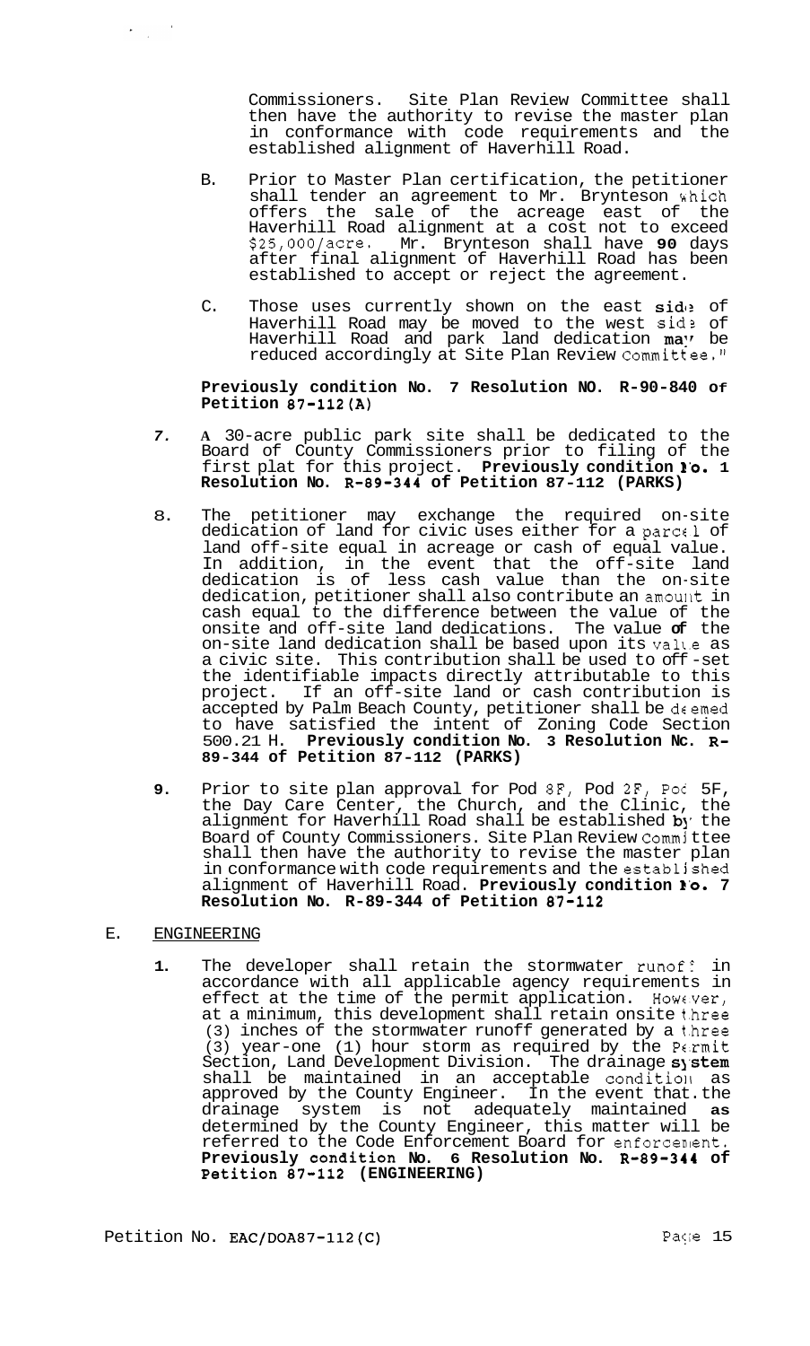Commissioners. Site Plan Review Committee shall then have the authority to revise the master plan in conformance with code requirements and the established alignment of Haverhill Road.

B. Prior to Master Plan certification, the petitioner shall tender an agreement to Mr. Brynteson which offers the sale of the acreage east of the Haverhill Road alignment at a cost not to exceed $25,000/acre. Mr. Brynteson shall have **90** days after final alignment of Haverhill Road has been established to accept or reject the agreement.

C. Those uses currently shown on the east side of Haverhill Road may be moved to the west side of Haverhill Road and park land dedication may be reduced accordingly at Site Plan Review Committee."

**Previously condition No. 7 Resolution NO. R-90-840 of Petition 87-112(A)**

7. A 30-acre public park site shall be dedicated to the Board of County Commissioners prior to filing of the first plat for this project. **Previously condition No. 1 Resolution No. R-89-344 of Petition 87-112 (PARKS)**

8. The petitioner may exchange the required on-site dedication of land for civic uses either for a parcel of land off-site equal in acreage or cash of equal value. In addition, in the event that the off-site land dedication is of less cash value than the on-site dedication, petitioner shall also contribute an amount in cash equal to the difference between the value of the onsite and off-site land dedications. The value **of** the on-site land dedication shall be based upon its value as a civic site. This contribution shall be used to off-set the identifiable impacts directly attributable to this project. If an off-site land or cash contribution is accepted by Palm Beach County, petitioner shall be deemed to have satisfied the intent of Zoning Code Section 500.21 H. **Previously condition No. 3 Resolution No. R-89-344 of Petition 87-112 (PARKS)**

9. Prior to site plan approval for Pod 8F, Pod 2F, Pod 5F, the Day Care Center, the Church, and the Clinic, the alignment for Haverhill Road shall be established by the Board of County Commissioners. Site Plan Review Committee shall then have the authority to revise the master plan in conformance with code requirements and the established alignment of Haverhill Road. **Previously condition No. 7 Resolution No. R-89-344 of Petition 87-112**

E. ENGINEERING

1. The developer shall retain the stormwater runoff in accordance with all applicable agency requirements in effect at the time of the permit application. However, at a minimum, this development shall retain onsite three (3) inches of the stormwater runoff generated by a three (3) year-one (1) hour storm as required by the Permit Section, Land Development Division. The drainage **system** shall be maintained in an acceptable condition as approved by the County Engineer. In the event that the drainage system is not adequately maintained **as** determined by the County Engineer, this matter will be referred to the Code Enforcement Board for enforcement. **Previously condition No. 6 Resolution No. R-89-344 of Petition 87-112 (ENGINEERING)**

Petition No. EAC/DOA87-112(C)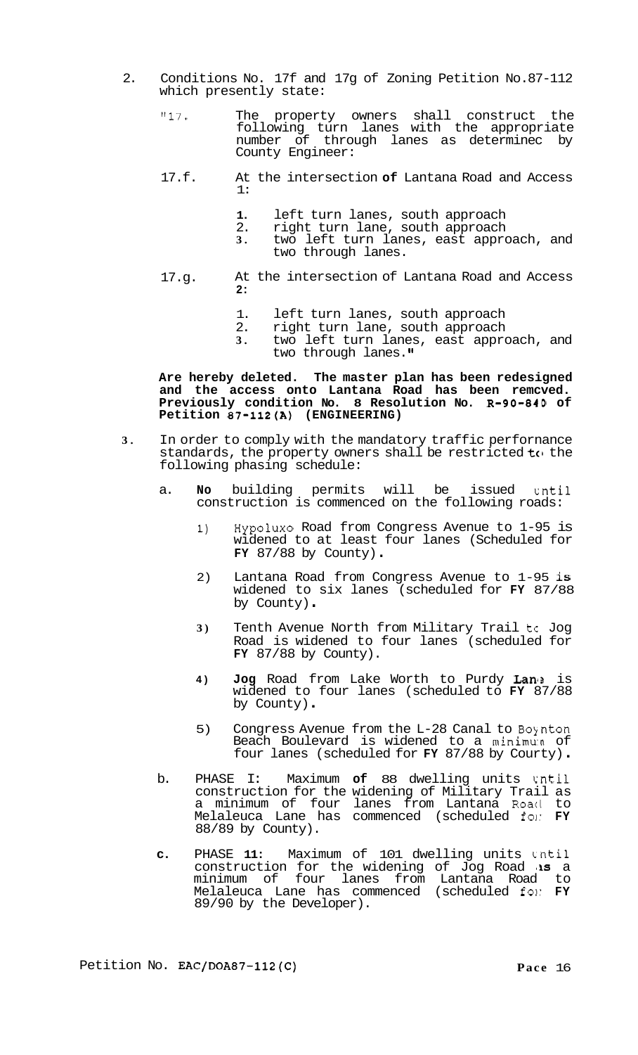2. Conditions No. 17f and 17g of Zoning Petition No.87-112 which presently state:

   "17. The property owners shall construct the following turn lanes with the appropriate number of through lanes as determinec by County Engineer:

   17.f. At the intersection **of** Lantana Road and Access 1:

      1. left turn lanes, south approach
      2. right turn lane, south approach
      3. two left turn lanes, east approach, and two through lanes.

   17.g. At the intersection of Lantana Road and Access 2:

      1. left turn lanes, south approach
      2. right turn lane, south approach
      3. two left turn lanes, east approach, and two through lanes."

   **Are hereby deleted. The master plan has been redesigned and the access onto Lantana Road has been remcved. Previously condition No. 8 Resolution No. R-90-840 of Petition 87-112(A) (ENGINEERING)**

3. In order to comply with the mandatory traffic perfornance standards, the property owners shall be restricted to the following phasing schedule:

   a. **No** building permits will be issued until construction is commenced on the following roads:

      1) Hypoluxo Road from Congress Avenue to 1-95 is widened to at least four lanes (Scheduled for **FY** 87/88 by County).

      2) Lantana Road from Congress Avenue to 1-95 is widened to six lanes (scheduled for **FY** 87/88 by County).

      3) Tenth Avenue North from Military Trail to Jog Road is widened to four lanes (scheduled for **FY** 87/88 by County).

      4) **Jog** Road from Lake Worth to Purdy **Lane** is widened to four lanes (scheduled to **FY** 87/88 by County).

      5) Congress Avenue from the L-28 Canal to Boynton Beach Boulevard is widened to a minimum of four lanes (scheduled for **FY** 87/88 by Courty).

   b. PHASE I: Maximum **of** 88 dwelling units until construction for the widening of Military Trail as a minimum of four lanes from Lantana Road to Melaleuca Lane has commenced (scheduled for **FY** 88/89 by County).

   c. PHASE **11**: Maximum of 101 dwelling units until construction for the widening of Jog Road **as** a minimum of four lanes from Lantana Road to Melaleuca Lane has commenced (scheduled for **FY** 89/90 by the Developer).

Petition No. EAC/DOA87-112(C)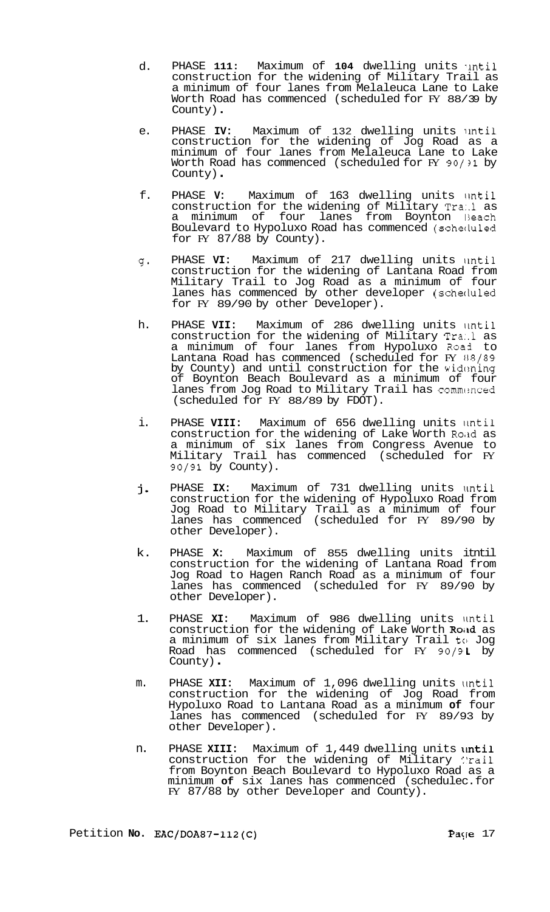d. PHASE **III**: Maximum of **104** dwelling units until construction for the widening of Military Trail as a minimum of four lanes from Melaleuca Lane to Lake Worth Road has commenced (scheduled for FY 88/89 by County).

e. PHASE **IV**: Maximum of 132 dwelling units until construction for the widening of Jog Road as a minimum of four lanes from Melaleuca Lane to Lake Worth Road has commenced (scheduled for FY 90/91 by County).

f. PHASE **V**: Maximum of 163 dwelling units until construction for the widening of Military Trail as a minimum of four lanes from Boynton Beach Boulevard to Hypoluxo Road has commenced (scheduled for FY 87/88 by County).

g. PHASE **VI**: Maximum of 217 dwelling units until construction for the widening of Lantana Road from Military Trail to Jog Road as a minimum of four lanes has commenced by other developer (scheduled for FY 89/90 by other Developer).

h. PHASE **VII**: Maximum of 286 dwelling units until construction for the widening of Military Trail as a minimum of four lanes from Hypoluxo Road to Lantana Road has commenced (scheduled for FY 88/89 by County) and until construction for the widening of Boynton Beach Boulevard as a minimum of four lanes from Jog Road to Military Trail has commenced (scheduled for FY 88/89 by FDOT).

i. PHASE **VIII**: Maximum of 656 dwelling units until construction for the widening of Lake Worth Road as a minimum of six lanes from Congress Avenue to Military Trail has commenced (scheduled for FY 90/91 by County).

j. PHASE **IX**: Maximum of 731 dwelling units until construction for the widening of Hypoluxo Road from Jog Road to Military Trail as a minimum of four lanes has commenced (scheduled for FY 89/90 by other Developer).

k. PHASE **X**: Maximum of 855 dwelling units until construction for the widening of Lantana Road from Jog Road to Hagen Ranch Road as a minimum of four lanes has commenced (scheduled for FY 89/90 by other Developer).

l. PHASE **XI**: Maximum of 986 dwelling units until construction for the widening of Lake Worth **Road** as a minimum of six lanes from Military Trail to Jog Road has commenced (scheduled for FY 90/91 by County).

m. PHASE **XII**: Maximum of 1,096 dwelling units until construction for the widening of Jog Road from Hypoluxo Road to Lantana Road as a minimum **of** four lanes has commenced (scheduled for FY 89/93 by other Developer).

n. PHASE **XIII**: Maximum of 1,449 dwelling units **until** construction for the widening of Military Trail from Boynton Beach Boulevard to Hypoluxo Road as a minimum **of** six lanes has commenced (schedulec.for FY 87/88 by other Developer and County).

Petition **No.** EAC/DOA87-112(C)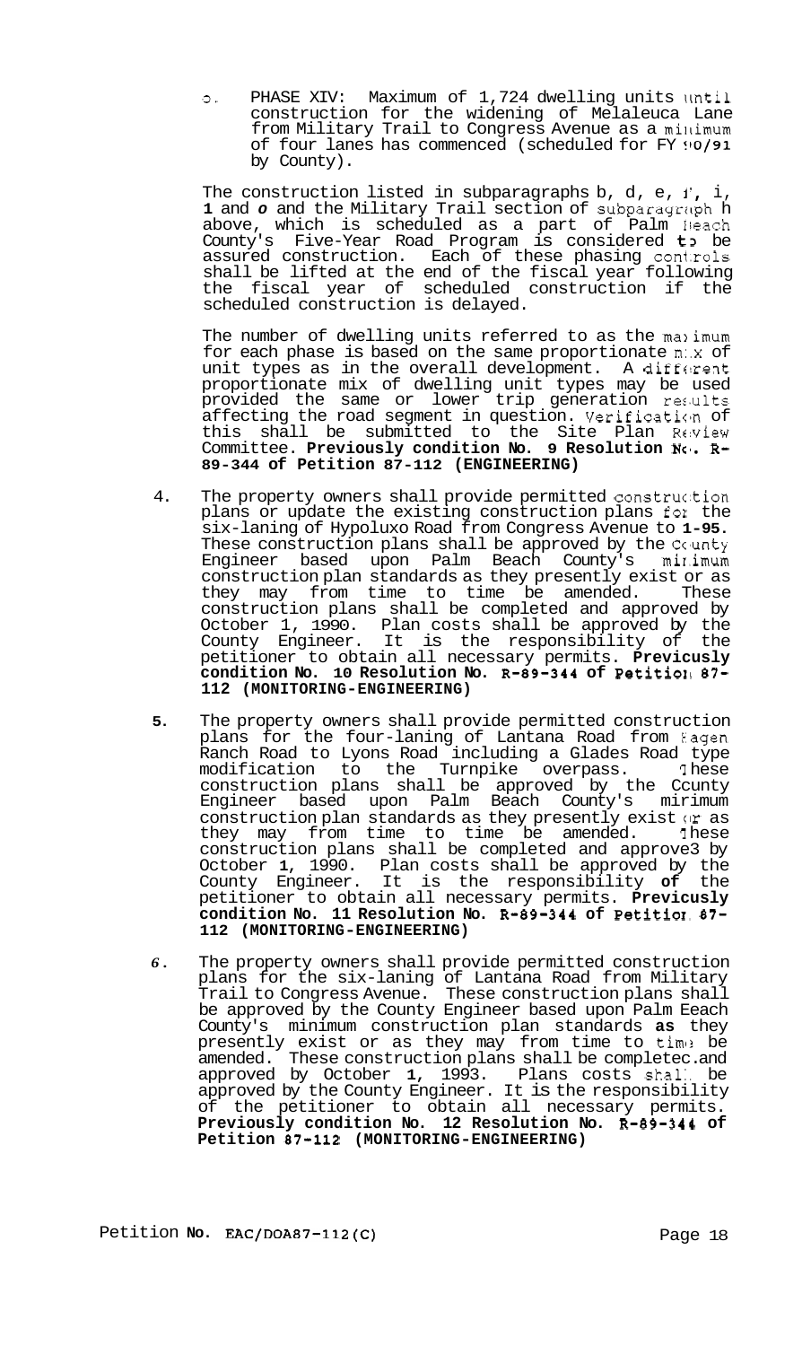o. PHASE XIV: Maximum of 1,724 dwelling units until construction for the widening of Melaleuca Lane from Military Trail to Congress Avenue as a minimum of four lanes has commenced (scheduled for FY 90/91 by County).

The construction listed in subparagraphs b, d, e, f, i, 1 and o and the Military Trail section of subparagraph h above, which is scheduled as a part of Palm Beach County's Five-Year Road Program is considered to be assured construction. Each of these phasing controls shall be lifted at the end of the fiscal year following the fiscal year of scheduled construction if the scheduled construction is delayed.

The number of dwelling units referred to as the maximum for each phase is based on the same proportionate mix of unit types as in the overall development. A different proportionate mix of dwelling unit types may be used provided the same or lower trip generation results affecting the road segment in question. Verification of this shall be submitted to the Site Plan Review Committee. **Previously condition No. 9 Resolution No. R-89-344 of Petition 87-112 (ENGINEERING)**

4. The property owners shall provide permitted construction plans or update the existing construction plans for the six-laning of Hypoluxo Road from Congress Avenue to I-95. These construction plans shall be approved by the County Engineer based upon Palm Beach County's minimum construction plan standards as they presently exist or as they may from time to time be amended. These construction plans shall be completed and approved by October 1, 1990. Plan costs shall be approved by the County Engineer. It is the responsibility of the petitioner to obtain all necessary permits. **Previcusly condition No. 10 Resolution No. R-89-344 of Petition 87-112 (MONITORING-ENGINEERING)**

5. The property owners shall provide permitted construction plans for the four-laning of Lantana Road from Hagen Ranch Road to Lyons Road including a Glades Road type modification to the Turnpike overpass. These construction plans shall be approved by the County Engineer based upon Palm Beach County's minimum construction plan standards as they presently exist or as they may from time to time be amended. These construction plans shall be completed and approved by October 1, 1990. Plan costs shall be approved by the County Engineer. It is the responsibility of the petitioner to obtain all necessary permits. **Previcusly condition No. 11 Resolution No. R-89-344 of Petition 87-112 (MONITORING-ENGINEERING)**

6. The property owners shall provide permitted construction plans for the six-laning of Lantana Road from Military Trail to Congress Avenue. These construction plans shall be approved by the County Engineer based upon Palm Beach County's minimum construction plan standards as they presently exist or as they may from time to time be amended. These construction plans shall be completed and approved by October 1, 1993. Plans costs shall be approved by the County Engineer. It is the responsibility of the petitioner to obtain all necessary permits. **Previously condition No. 12 Resolution No. R-89-344 of Petition 87-112 (MONITORING-ENGINEERING)**

Petition No. EAC/DOA87-112(C)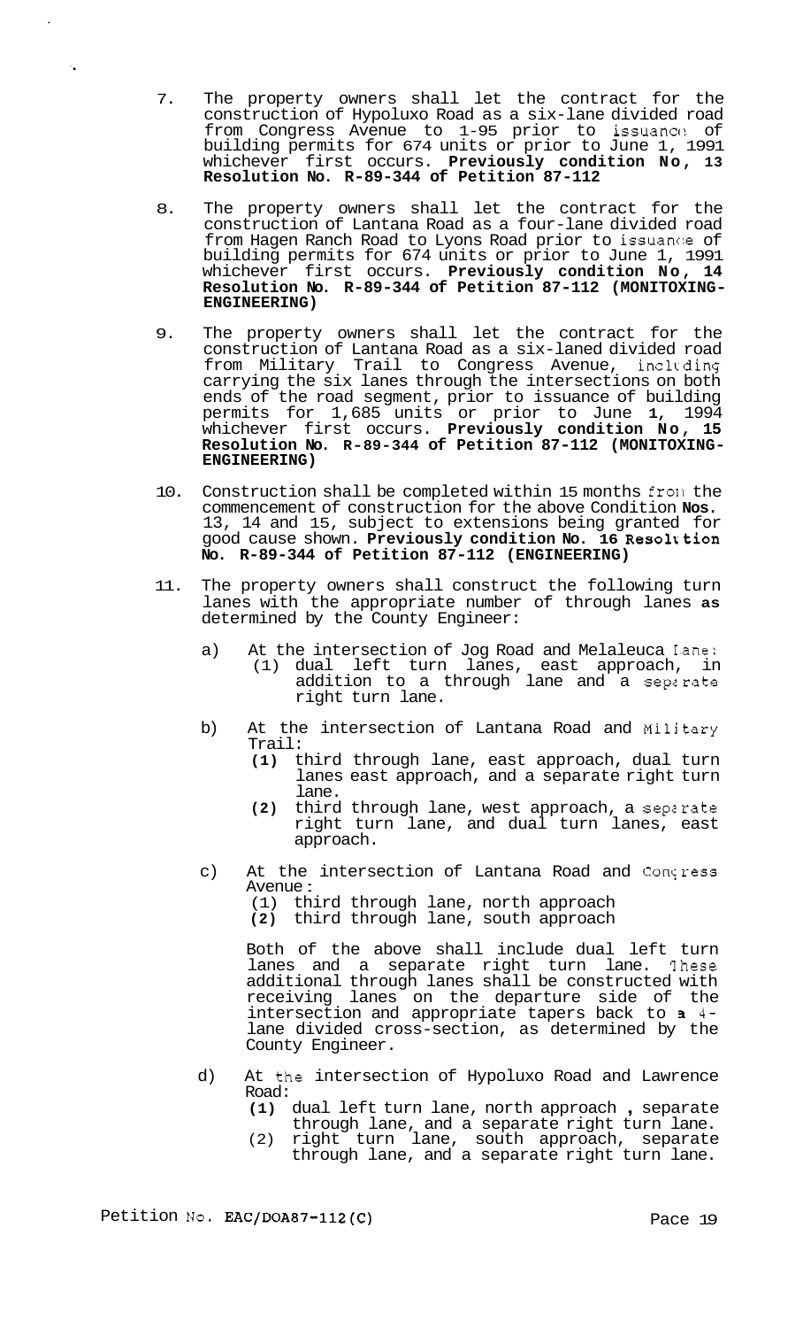7. The property owners shall let the contract for the construction of Hypoluxo Road as a six-lane divided road from Congress Avenue to 1-95 prior to issuance of building permits for 674 units or prior to June 1, 1991 whichever first occurs. **Previously condition No, 13 Resolution No. R-89-344 of Petition 87-112**

8. The property owners shall let the contract for the construction of Lantana Road as a four-lane divided road from Hagen Ranch Road to Lyons Road prior to issuance of building permits for 674 units or prior to June 1, 1991 whichever first occurs. **Previously condition No, 14 Resolution No. R-89-344 of Petition 87-112 (MONITOXING-ENGINEERING)**

9. The property owners shall let the contract for the construction of Lantana Road as a six-laned divided road from Military Trail to Congress Avenue, including carrying the six lanes through the intersections on both ends of the road segment, prior to issuance of building permits for 1,685 units or prior to June **1,** 1994 whichever first occurs. **Previously condition No, 15 Resolution No. R-89-344 of Petition 87-112 (MONITOXING-ENGINEERING)**

10. Construction shall be completed within 15 months from the commencement of construction for the above Condition **Nos.** 13, 14 and 15, subject to extensions being granted for good cause shown. **Previously condition No. 16 Resolution No. R-89-344 of Petition 87-112 (ENGINEERING)**

11. The property owners shall construct the following turn lanes with the appropriate number of through lanes **as** determined by the County Engineer:

    a) At the intersection of Jog Road and Melaleuca Lane:
       (1) dual left turn lanes, east approach, in addition to a through lane and a separate right turn lane.

    b) At the intersection of Lantana Road and Military Trail:
       **(1)** third through lane, east approach, dual turn lanes east approach, and a separate right turn lane.
       **(2)** third through lane, west approach, a separate right turn lane, and dual turn lanes, east approach.

    c) At the intersection of Lantana Road and Congress Avenue:
       (1) third through lane, north approach
       **(2)** third through lane, south approach

       Both of the above shall include dual left turn lanes and a separate right turn lane. These additional through lanes shall be constructed with receiving lanes on the departure side of the intersection and appropriate tapers back to **a** 4-lane divided cross-section, as determined by the County Engineer.

    d) At the intersection of Hypoluxo Road and Lawrence Road:
       **(1)** dual left turn lane, north approach **,** separate through lane, and a separate right turn lane.
       (2) right turn lane, south approach, separate through lane, and a separate right turn lane.

Petition No. EAC/DOA87-112(C)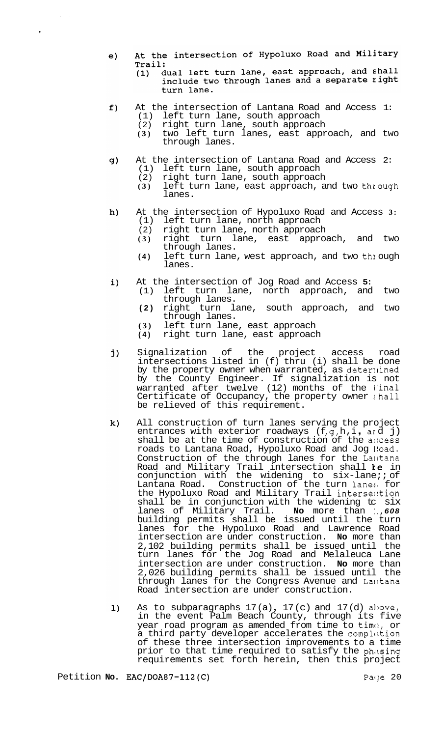e) At the intersection of Hypoluxo Road and Military Trail:
   (1) dual left turn lane, east approach, and shall include two through lanes and a separate right turn lane.

f) At the intersection of Lantana Road and Access 1:
   (1) left turn lane, south approach
   (2) right turn lane, south approach
   (3) two left turn lanes, east approach, and two through lanes.

g) At the intersection of Lantana Road and Access 2:
   (1) left turn lane, south approach
   (2) right turn lane, south approach
   (3) left turn lane, east approach, and two through lanes.

h) At the intersection of Hypoluxo Road and Access 3:
   (1) left turn lane, north approach
   (2) right turn lane, north approach
   (3) right turn lane, east approach, and two through lanes.
   (4) left turn lane, west approach, and two through lanes.

i) At the intersection of Jog Road and Access 5:
   (1) left turn lane, north approach, and two through lanes.
   (2) right turn lane, south approach, and two through lanes.
   (3) left turn lane, east approach
   (4) right turn lane, east approach

j) Signalization of the project access road intersections listed in (f) thru (i) shall be done by the property owner when warranted, as determined by the County Engineer. If signalization is not warranted after twelve (12) months of the final Certificate of Occupancy, the property owner shall be relieved of this requirement.

k) All construction of turn lanes serving the project entrances with exterior roadways (f, g, h, i, and j) shall be at the time of construction of the access roads to Lantana Road, Hypoluxo Road and Jog Road. Construction of the through lanes for the Lantana Road and Military Trail intersection shall be in conjunction with the widening to six-lanes of Lantana Road. Construction of the turn lanes for the Hypoluxo Road and Military Trail intersection shall be in conjunction with the widening to six lanes of Military Trail. **No** more than 1,608 building permits shall be issued until the turn lanes for the Hypoluxo Road and Lawrence Road intersection are under construction. **No** more than 2,102 building permits shall be issued until the turn lanes for the Jog Road and Melaleuca Lane intersection are under construction. **No** more than 2,026 building permits shall be issued until the through lanes for the Congress Avenue and Lantana Road intersection are under construction.

l) As to subparagraphs 17(a), 17(c) and 17(d) above, in the event Palm Beach County, through its five year road program as amended from time to time, or a third party developer accelerates the completion of these three intersection improvements to a time prior to that time required to satisfy the phasing requirements set forth herein, then this project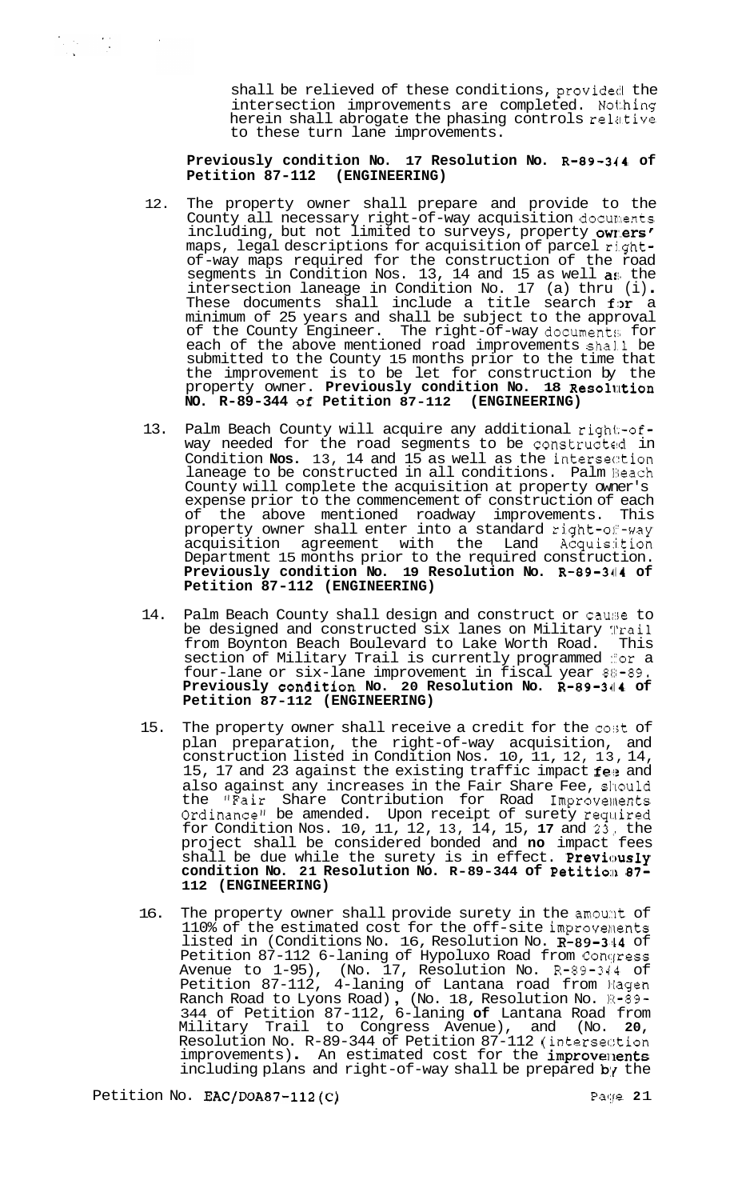shall be relieved of these conditions, provided the intersection improvements are completed. Nothing herein shall abrogate the phasing controls relative to these turn lane improvements.

**Previously condition No. 17 Resolution No. R-89-344 of Petition 87-112 (ENGINEERING)**

12. The property owner shall prepare and provide to the County all necessary right-of-way acquisition documents including, but not limited to surveys, property owners' maps, legal descriptions for acquisition of parcel right-of-way maps required for the construction of the road segments in Condition Nos. 13, 14 and 15 as well as the intersection laneage in Condition No. 17 (a) thru (i). These documents shall include a title search for a minimum of 25 years and shall be subject to the approval of the County Engineer. The right-of-way documents for each of the above mentioned road improvements shall be submitted to the County 15 months prior to the time that the improvement is to be let for construction by the property owner. **Previously condition No. 18 Resolution NO. R-89-344 of Petition 87-112 (ENGINEERING)**

13. Palm Beach County will acquire any additional right-of-way needed for the road segments to be constructed in Condition **Nos.** 13, 14 and 15 as well as the intersection laneage to be constructed in all conditions. Palm Beach County will complete the acquisition at property owner's expense prior to the commencement of construction of each of the above mentioned roadway improvements. This property owner shall enter into a standard right-of-way acquisition agreement with the Land Acquisition Department 15 months prior to the required construction. **Previously condition No. 19 Resolution No. R-89-344 of Petition 87-112 (ENGINEERING)**

14. Palm Beach County shall design and construct or cause to be designed and constructed six lanes on Military Trail from Boynton Beach Boulevard to Lake Worth Road. This section of Military Trail is currently programmed for a four-lane or six-lane improvement in fiscal year 88-89. **Previously condition No. 20 Resolution No. R-89-344 of Petition 87-112 (ENGINEERING)**

15. The property owner shall receive a credit for the cost of plan preparation, the right-of-way acquisition, and construction listed in Condition Nos. 10, 11, 12, 13, 14, 15, 17 and 23 against the existing traffic impact **fee** and also against any increases in the Fair Share Fee, should the "Fair Share Contribution for Road Improvements Ordinance" be amended. Upon receipt of surety required for Condition Nos. 10, 11, 12, 13, 14, 15, **17** and 23, the project shall be considered bonded and **no** impact fees shall be due while the surety is in effect. **Previously condition No. 21 Resolution No. R-89-344 of Petition 87-112 (ENGINEERING)**

16. The property owner shall provide surety in the amount of 110% of the estimated cost for the off-site improvements listed in (Conditions No. 16, Resolution No. R-89-344 of Petition 87-112 6-laning of Hypoluxo Road from Congress Avenue to 1-95), (No. 17, Resolution No. R-89-344 of Petition 87-112, 4-laning of Lantana road from Hagen Ranch Road to Lyons Road), (No. 18, Resolution No. R-89-344 of Petition 87-112, 6-laning **of** Lantana Road from Military Trail to Congress Avenue), and (No. **20**, Resolution No. R-89-344 of Petition 87-112 (intersection improvements). An estimated cost for the improvements including plans and right-of-way shall be prepared by the

Petition No. EAC/DOA87-112(C)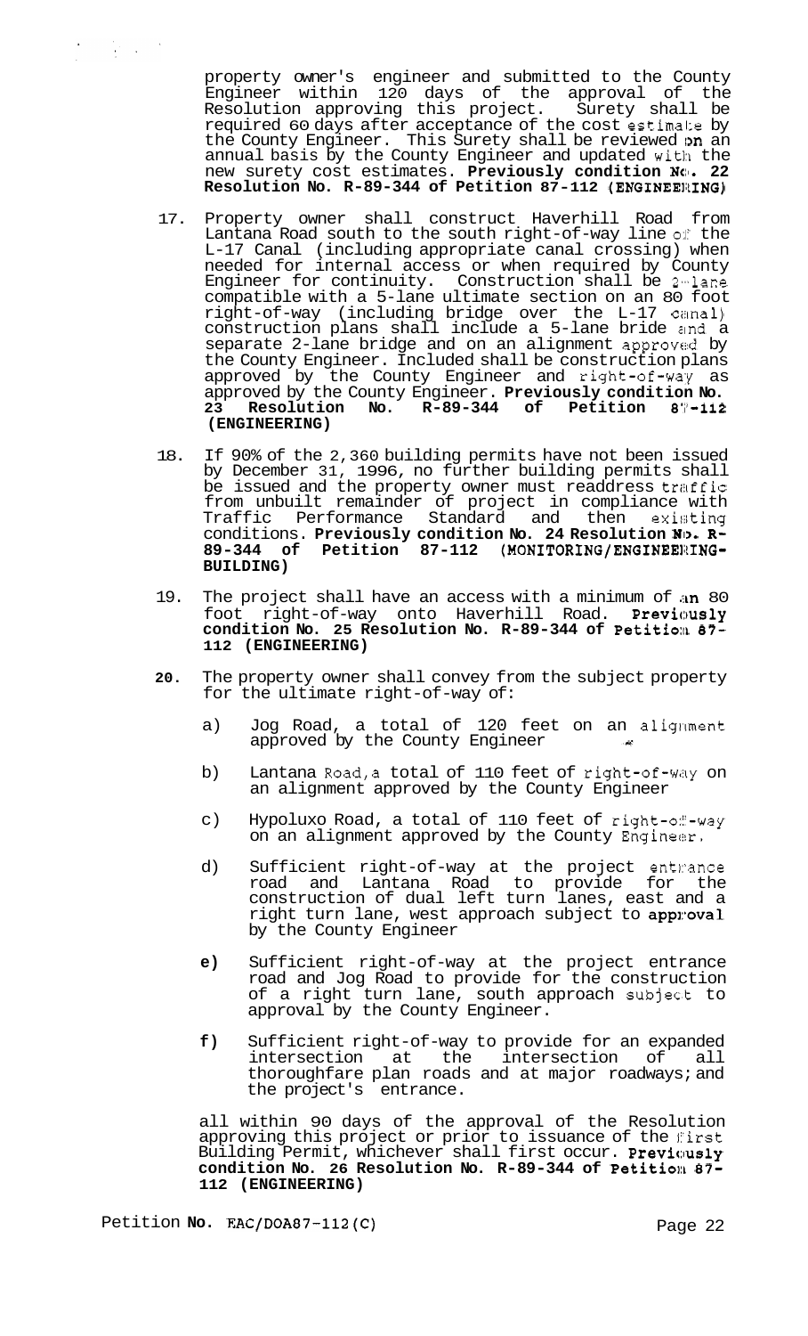property owner's engineer and submitted to the County Engineer within 120 days of the approval of the Resolution approving this project. Surety shall be required 60 days after acceptance of the cost estimate by the County Engineer. This Surety shall be reviewed on an annual basis by the County Engineer and updated with the new surety cost estimates. **Previously condition No. 22 Resolution No. R-89-344 of Petition 87-112 (ENGINEERING)**

17. Property owner shall construct Haverhill Road from Lantana Road south to the south right-of-way line of the L-17 Canal (including appropriate canal crossing) when needed for internal access or when required by County Engineer for continuity. Construction shall be 2-lane compatible with a 5-lane ultimate section on an 80 foot right-of-way (including bridge over the L-17 canal) construction plans shall include a 5-lane bride and a separate 2-lane bridge and on an alignment approved by the County Engineer. Included shall be construction plans approved by the County Engineer and right-of-way as approved by the County Engineer. **Previously condition No. 23 Resolution No. R-89-344 of Petition 87-112 (ENGINEERING)**

18. If 90% of the 2,360 building permits have not been issued by December 31, 1996, no further building permits shall be issued and the property owner must readdress traffic from unbuilt remainder of project in compliance with Traffic Performance Standard and then existing conditions. **Previously condition No. 24 Resolution No. R-89-344 of Petition 87-112 (MONITORING/ENGINEERING-BUILDING)**

19. The project shall have an access with a minimum of an 80 foot right-of-way onto Haverhill Road. **Previously condition No. 25 Resolution No. R-89-344 of Petition 87-112 (ENGINEERING)**

20. The property owner shall convey from the subject property for the ultimate right-of-way of:

    a) Jog Road, a total of 120 feet on an alignment approved by the County Engineer

    b) Lantana Road, a total of 110 feet of right-of-way on an alignment approved by the County Engineer

    c) Hypoluxo Road, a total of 110 feet of right-of-way on an alignment approved by the County Engineer.

    d) Sufficient right-of-way at the project entrance road and Lantana Road to provide for the construction of dual left turn lanes, east and a right turn lane, west approach subject to approval by the County Engineer

    e) Sufficient right-of-way at the project entrance road and Jog Road to provide for the construction of a right turn lane, south approach subject to approval by the County Engineer.

    f) Sufficient right-of-way to provide for an expanded intersection at the intersection of all thoroughfare plan roads and at major roadways; and the project's entrance.

    all within 90 days of the approval of the Resolution approving this project or prior to issuance of the first Building Permit, whichever shall first occur. **Previously condition No. 26 Resolution No. R-89-344 of Petition 87-112 (ENGINEERING)**

Petition **No.** EAC/DOA87-112(C)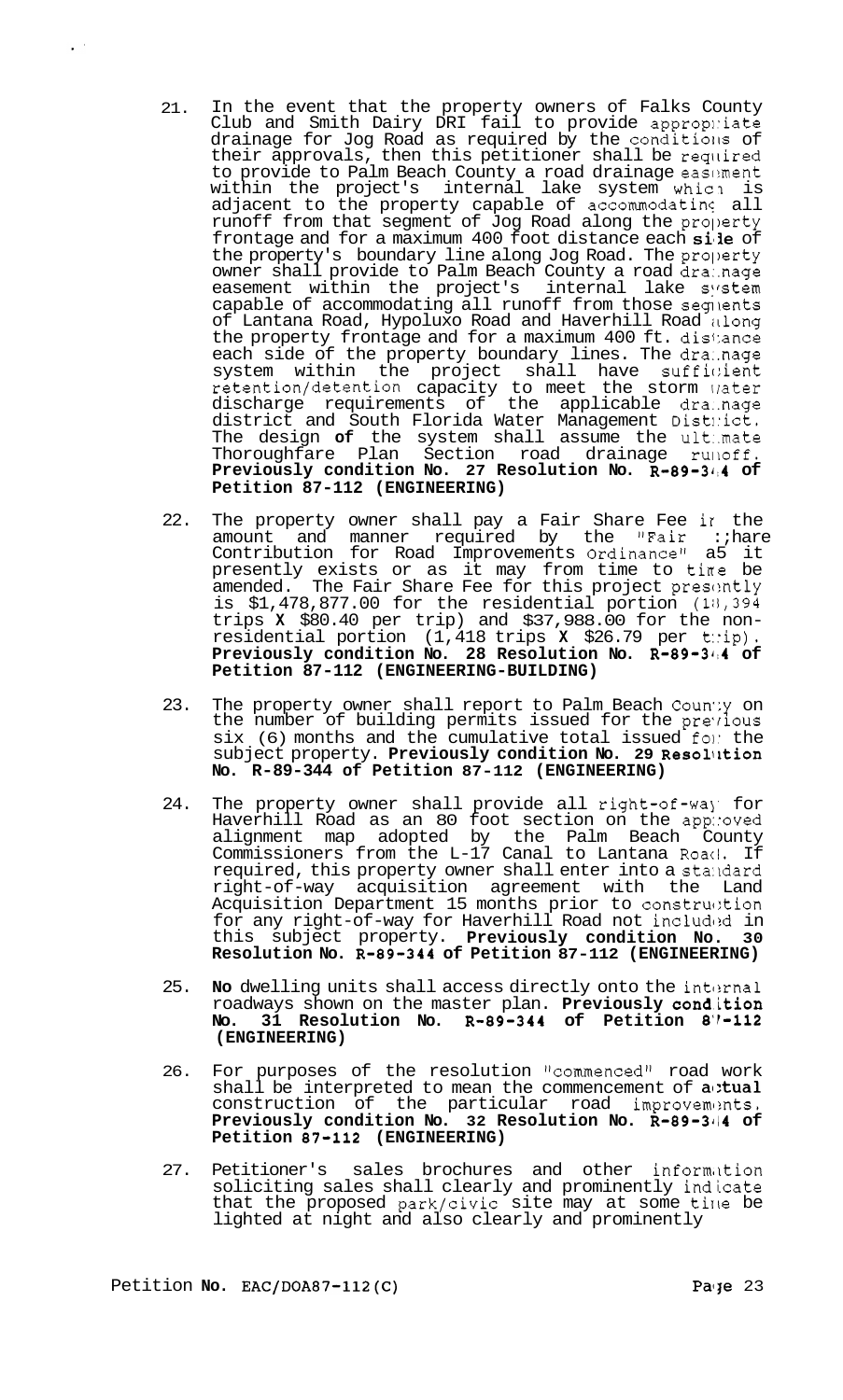21. In the event that the property owners of Falks County Club and Smith Dairy DRI fail to provide appropriate drainage for Jog Road as required by the conditions of their approvals, then this petitioner shall be required to provide to Palm Beach County a road drainage easement within the project's internal lake system which is adjacent to the property capable of accommodating all runoff from that segment of Jog Road along the property frontage and for a maximum 400 foot distance each side of the property's boundary line along Jog Road. The property owner shall provide to Palm Beach County a road drainage easement within the project's internal lake system capable of accommodating all runoff from those segments of Lantana Road, Hypoluxo Road and Haverhill Road along the property frontage and for a maximum 400 ft. distance each side of the property boundary lines. The drainage system within the project shall have sufficient retention/detention capacity to meet the storm water discharge requirements of the applicable drainage district and South Florida Water Management District. The design **of** the system shall assume the ultimate Thoroughfare Plan Section road drainage runoff. **Previously condition No. 27 Resolution No. R-89-344 of Petition 87-112 (ENGINEERING)**

22. The property owner shall pay a Fair Share Fee in the amount and manner required by the "Fair Share Contribution for Road Improvements Ordinance" as it presently exists or as it may from time to time be amended. The Fair Share Fee for this project presently is $1,478,877.00 for the residential portion (18,394 trips X $80.40 per trip) and $37,988.00 for the non-residential portion (1,418 trips X $26.79 per trip). **Previously condition No. 28 Resolution No. R-89-344 of Petition 87-112 (ENGINEERING-BUILDING)**

23. The property owner shall report to Palm Beach County on the number of building permits issued for the previous six (6) months and the cumulative total issued for the subject property. **Previously condition No. 29 Resolution No. R-89-344 of Petition 87-112 (ENGINEERING)**

24. The property owner shall provide all right-of-way for Haverhill Road as an 80 foot section on the approved alignment map adopted by the Palm Beach County Commissioners from the L-17 Canal to Lantana Road. If required, this property owner shall enter into a standard right-of-way acquisition agreement with the Land Acquisition Department 15 months prior to construction for any right-of-way for Haverhill Road not included in this subject property. **Previously condition No. 30 Resolution No. R-89-344 of Petition 87-112 (ENGINEERING)**

25. **No** dwelling units shall access directly onto the internal roadways shown on the master plan. **Previously condition No. 31 Resolution No. R-89-344 of Petition 87-112 (ENGINEERING)**

26. For purposes of the resolution "commenced" road work shall be interpreted to mean the commencement of **actual** construction of the particular road improvements. **Previously condition No. 32 Resolution No. R-89-344 of Petition 87-112 (ENGINEERING)**

27. Petitioner's sales brochures and other information soliciting sales shall clearly and prominently indicate that the proposed park/civic site may at some time be lighted at night and also clearly and prominently

Petition **No.** EAC/DOA87-112(C)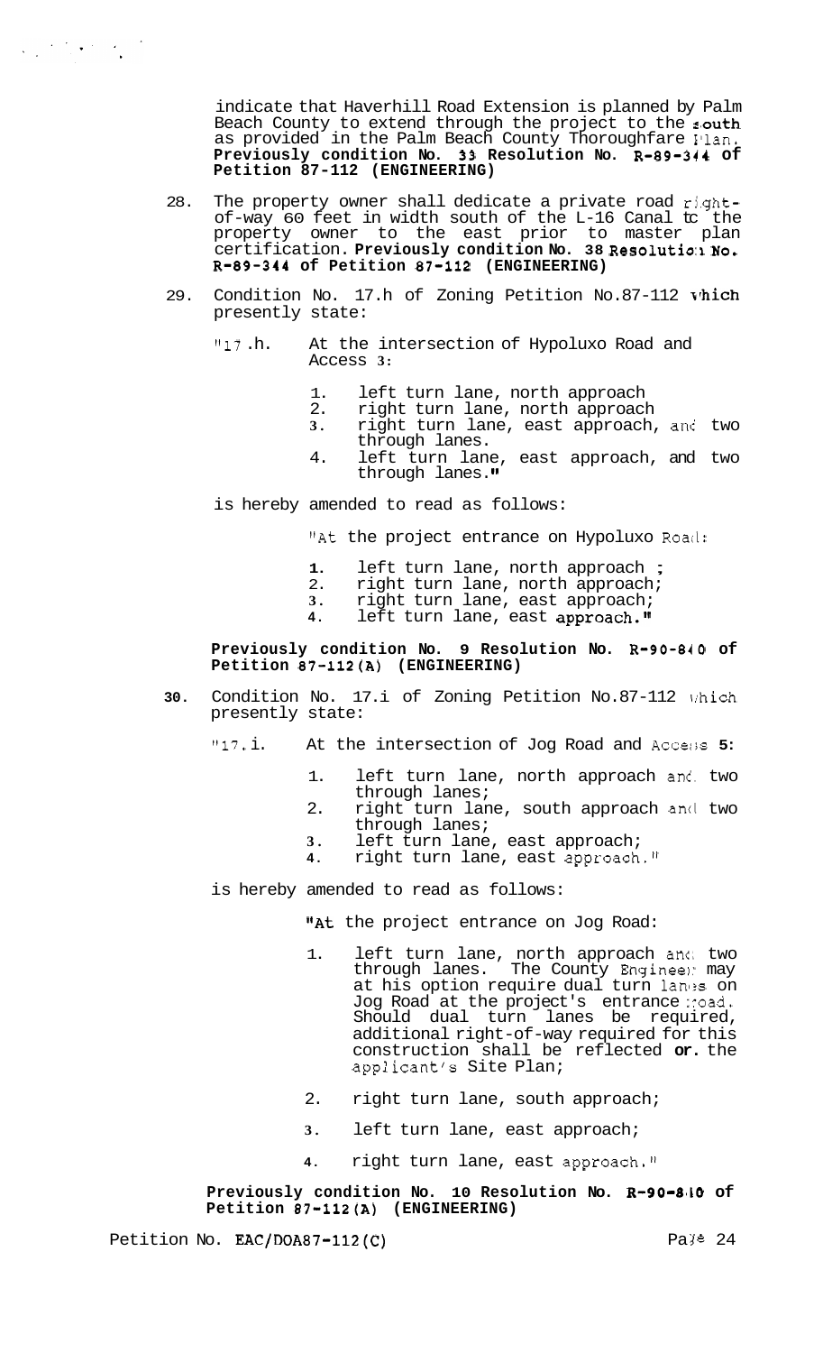indicate that Haverhill Road Extension is planned by Palm Beach County to extend through the project to the south as provided in the Palm Beach County Thoroughfare Plan. **Previously condition No. 33 Resolution No. R-89-344 of Petition 87-112 (ENGINEERING)**

28. The property owner shall dedicate a private road right-of-way 60 feet in width south of the L-16 Canal to the property owner to the east prior to master plan certification. **Previously condition No. 38 Resolution No. R-89-344 of Petition 87-112 (ENGINEERING)**

29. Condition No. 17.h of Zoning Petition No.87-112 which presently state:

    "17.h. At the intersection of Hypoluxo Road and Access 3:

    1. left turn lane, north approach
    2. right turn lane, north approach
    3. right turn lane, east approach, and two through lanes.
    4. left turn lane, east approach, and two through lanes."

    is hereby amended to read as follows:

    "At the project entrance on Hypoluxo Road:

    1. left turn lane, north approach ;
    2. right turn lane, north approach;
    3. right turn lane, east approach;
    4. left turn lane, east approach."

    **Previously condition No. 9 Resolution No. R-90-840 of Petition 87-112(A) (ENGINEERING)**

30. Condition No. 17.i of Zoning Petition No.87-112 which presently state:

    "17.i. At the intersection of Jog Road and Access 5:

    1. left turn lane, north approach and two through lanes;
    2. right turn lane, south approach and two through lanes;
    3. left turn lane, east approach;
    4. right turn lane, east approach."

    is hereby amended to read as follows:

    "At the project entrance on Jog Road:

    1. left turn lane, north approach and two through lanes. The County Engineer may at his option require dual turn lanes on Jog Road at the project's entrance road. Should dual turn lanes be required, additional right-of-way required for this construction shall be reflected on the applicant's Site Plan;
    2. right turn lane, south approach;
    3. left turn lane, east approach;
    4. right turn lane, east approach."

    **Previously condition No. 10 Resolution No. R-90-840 of Petition 87-112(A) (ENGINEERING)**

Petition No. EAC/DOA87-112(C)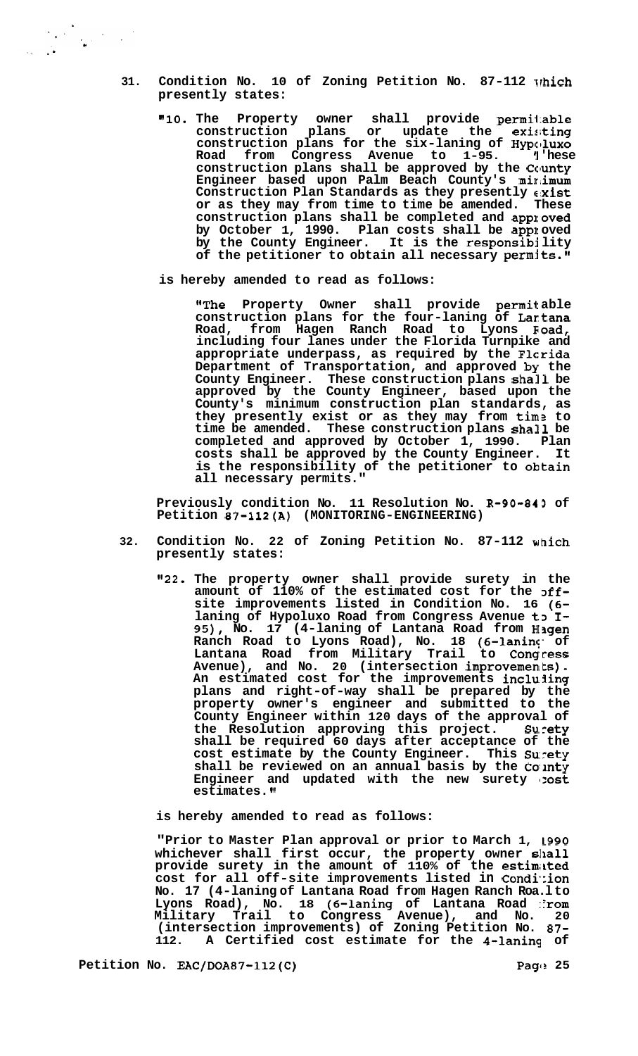31. **Condition No. 10 of Zoning Petition No. 87-112 which presently states:**

   **"10. The Property owner shall provide permitable construction plans or update the existing construction plans for the six-laning of Hypoluxo Road from Congress Avenue to I-95. These construction plans shall be approved by the County Engineer based upon Palm Beach County's minimum Construction Plan Standards as they presently exist or as they may from time to time be amended. These construction plans shall be completed and approved by October 1, 1990. Plan costs shall be approved by the County Engineer. It is the responsibility of the petitioner to obtain all necessary permits."**

   **is hereby amended to read as follows:**

   **"The Property Owner shall provide permitable construction plans for the four-laning of Lantana Road, from Hagen Ranch Road to Lyons Road, including four lanes under the Florida Turnpike and appropriate underpass, as required by the Florida Department of Transportation, and approved by the County Engineer. These construction plans shall be approved by the County Engineer, based upon the County's minimum construction plan standards, as they presently exist or as they may from time to time be amended. These construction plans shall be completed and approved by October 1, 1990. Plan costs shall be approved by the County Engineer. It is the responsibility of the petitioner to obtain all necessary permits."**

   **Previously condition No. 11 Resolution No. R-90-840 of Petition 87-112(A) (MONITORING-ENGINEERING)**

32. **Condition No. 22 of Zoning Petition No. 87-112 which presently states:**

   **"22. The property owner shall provide surety in the amount of 110% of the estimated cost for the off-site improvements listed in Condition No. 16 (6-laning of Hypoluxo Road from Congress Avenue to I-95), No. 17 (4-laning of Lantana Road from Hagen Ranch Road to Lyons Road), No. 18 (6-laning of Lantana Road from Military Trail to Congress Avenue), and No. 20 (intersection improvements). An estimated cost for the improvements including plans and right-of-way shall be prepared by the property owner's engineer and submitted to the County Engineer within 120 days of the approval of the Resolution approving this project. Surety shall be required 60 days after acceptance of the cost estimate by the County Engineer. This Surety shall be reviewed on an annual basis by the County Engineer and updated with the new surety cost estimates."**

   **is hereby amended to read as follows:**

   **"Prior to Master Plan approval or prior to March 1, 1990 whichever shall first occur, the property owner shall provide surety in the amount of 110% of the estimated cost for all off-site improvements listed in Condition No. 17 (4-laning of Lantana Road from Hagen Ranch Road to Lyons Road), No. 18 (6-laning of Lantana Road from Military Trail to Congress Avenue), and No. 20 (intersection improvements) of Zoning Petition No. 87-112. A Certified cost estimate for the 4-laning of**

**Petition No. EAC/DOA87-112(C)**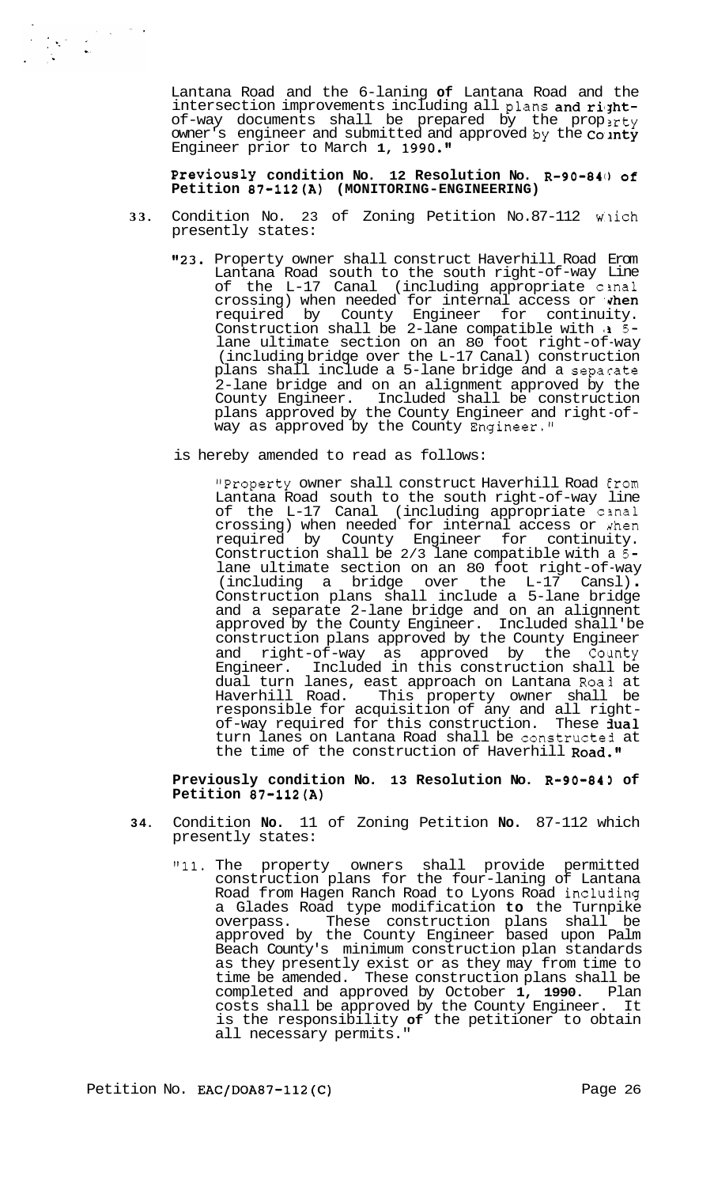Lantana Road and the 6-laning of Lantana Road and the intersection improvements including all plans and right-of-way documents shall be prepared by the property owner's engineer and submitted and approved by the County Engineer prior to March 1, 1990."

**Previously condition No. 12 Resolution No. R-90-840 of Petition 87-112(A) (MONITORING-ENGINEERING)**

33. Condition No. 23 of Zoning Petition No.87-112 which presently states:

"23. Property owner shall construct Haverhill Road from Lantana Road south to the south right-of-way Line of the L-17 Canal (including appropriate canal crossing) when needed for internal access or when required by County Engineer for continuity. Construction shall be 2-lane compatible with a 5-lane ultimate section on an 80 foot right-of-way (including bridge over the L-17 Canal) construction plans shall include a 5-lane bridge and a separate 2-lane bridge and on an alignment approved by the County Engineer. Included shall be construction plans approved by the County Engineer and right-of-way as approved by the County Engineer."

is hereby amended to read as follows:

"Property owner shall construct Haverhill Road from Lantana Road south to the south right-of-way line of the L-17 Canal (including appropriate canal crossing) when needed for internal access or when required by County Engineer for continuity. Construction shall be 2/3 lane compatible with a 5-lane ultimate section on an 80 foot right-of-way (including a bridge over the L-17 Cansl). Construction plans shall include a 5-lane bridge and a separate 2-lane bridge and on an alignnent approved by the County Engineer. Included shall'be construction plans approved by the County Engineer and right-of-way as approved by the County Engineer. Included in this construction shall be dual turn lanes, east approach on Lantana Road at Haverhill Road. This property owner shall be responsible for acquisition of any and all right-of-way required for this construction. These dual turn lanes on Lantana Road shall be constructed at the time of the construction of Haverhill Road."

**Previously condition No. 13 Resolution No. R-90-840 of Petition 87-112(A)**

34. Condition No. 11 of Zoning Petition No. 87-112 which presently states:

"11. The property owners shall provide permitted construction plans for the four-laning of Lantana Road from Hagen Ranch Road to Lyons Road including a Glades Road type modification to the Turnpike overpass. These construction plans shall be approved by the County Engineer based upon Palm Beach County's minimum construction plan standards as they presently exist or as they may from time to time be amended. These construction plans shall be completed and approved by October 1, 1990. Plan costs shall be approved by the County Engineer. It is the responsibility of the petitioner to obtain all necessary permits."

Petition No. EAC/DOA87-112(C)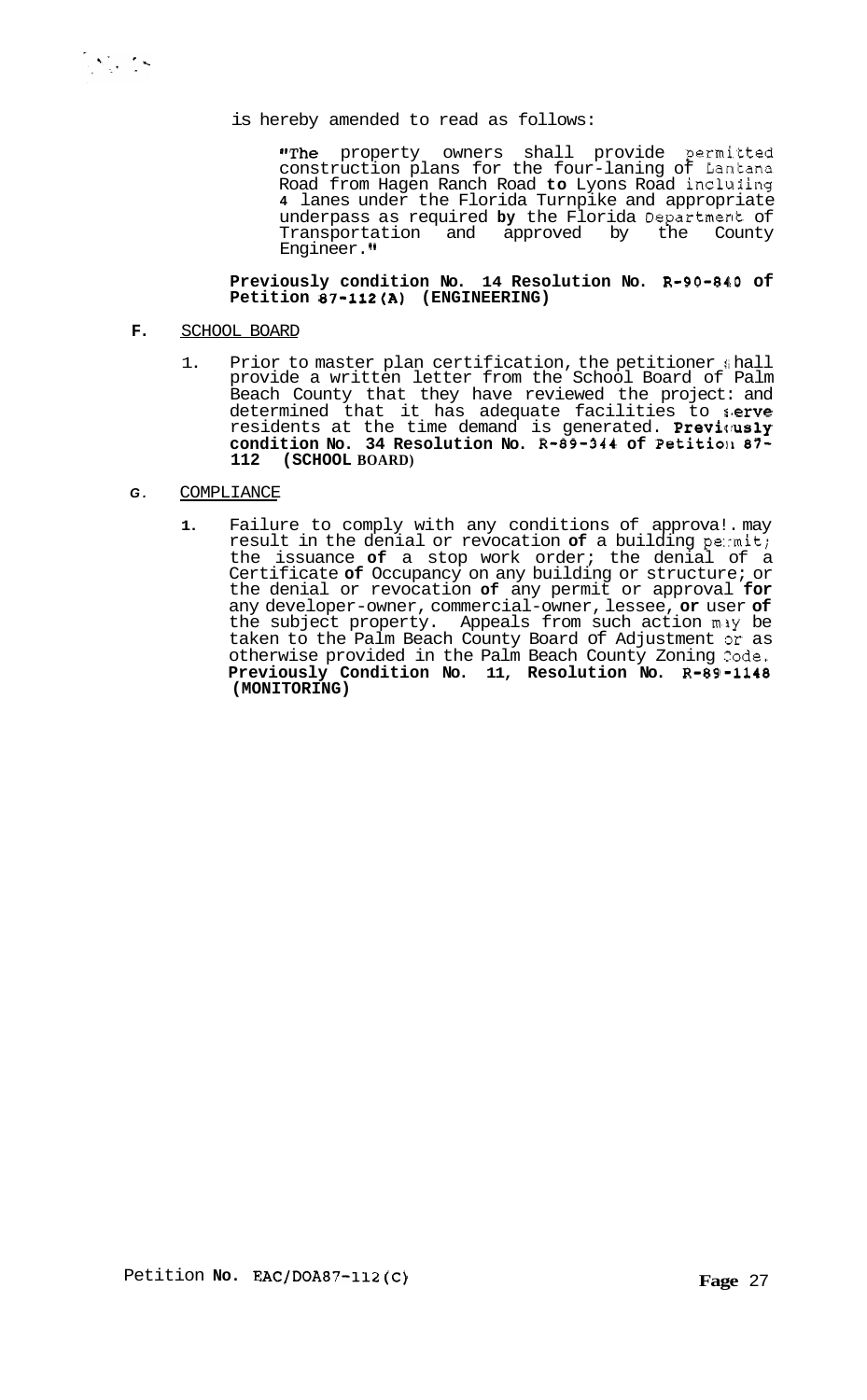is hereby amended to read as follows:

> "The property owners shall provide permitted construction plans for the four-laning of Lantana Road from Hagen Ranch Road **to** Lyons Road including **4** lanes under the Florida Turnpike and appropriate underpass as required **by** the Florida Department of Transportation and approved by the County Engineer."

**Previously condition No. 14 Resolution No. R-90-840 of Petition 87-112(A) (ENGINEERING)**

**F.** SCHOOL BOARD

1. Prior to master plan certification, the petitioner shall provide a written letter from the School Board of Palm Beach County that they have reviewed the project: and determined that it has adequate facilities to serve residents at the time demand is generated. **Previously condition No. 34 Resolution No. R-89-344 of Petition 87-112 (SCHOOL BOARD)**

***G.*** COMPLIANCE

**1.** Failure to comply with any conditions of approval may result in the denial or revocation **of** a building permit; the issuance **of** a stop work order; the denial of a Certificate **of** Occupancy on any building or structure; or the denial or revocation **of** any permit or approval **for** any developer-owner, commercial-owner, lessee, **or** user **of** the subject property. Appeals from such action may be taken to the Palm Beach County Board of Adjustment or as otherwise provided in the Palm Beach County Zoning Code. **Previously Condition No. 11, Resolution No. R-89-1148 (MONITORING)**

Petition **No.** EAC/DOA87-112(C)